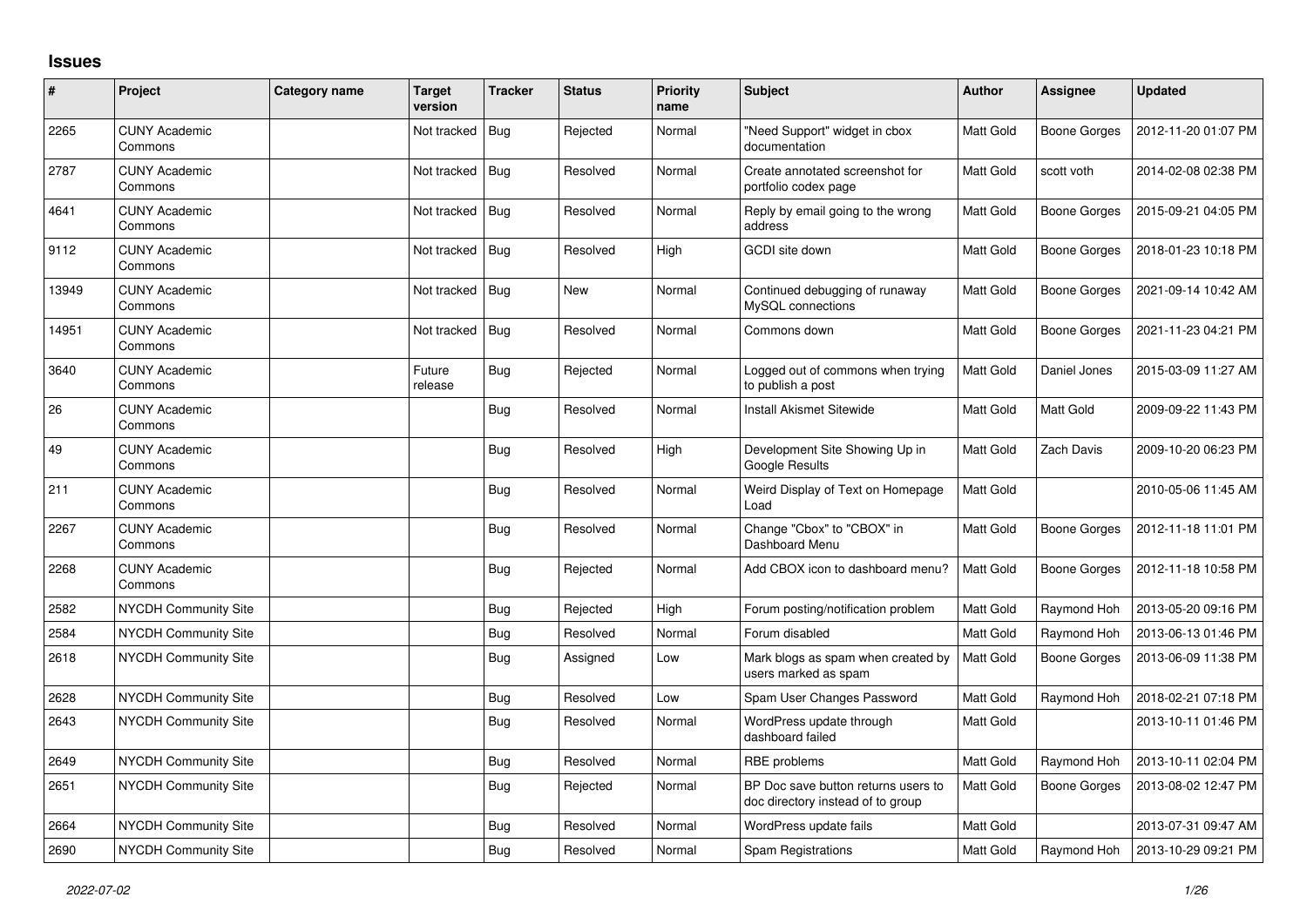## Issues

| # | Project | Category name | Target version | Tracker | Status | Priority name | Subject | Author | Assignee | Updated |
|---|---|---|---|---|---|---|---|---|---|---|
| 2265 | CUNY Academic Commons | | Not tracked | Bug | Rejected | Normal | "Need Support" widget in cbox documentation | Matt Gold | Boone Gorges | 2012-11-20 01:07 PM |
| 2787 | CUNY Academic Commons | | Not tracked | Bug | Resolved | Normal | Create annotated screenshot for portfolio codex page | Matt Gold | scott voth | 2014-02-08 02:38 PM |
| 4641 | CUNY Academic Commons | | Not tracked | Bug | Resolved | Normal | Reply by email going to the wrong address | Matt Gold | Boone Gorges | 2015-09-21 04:05 PM |
| 9112 | CUNY Academic Commons | | Not tracked | Bug | Resolved | High | GCDI site down | Matt Gold | Boone Gorges | 2018-01-23 10:18 PM |
| 13949 | CUNY Academic Commons | | Not tracked | Bug | New | Normal | Continued debugging of runaway MySQL connections | Matt Gold | Boone Gorges | 2021-09-14 10:42 AM |
| 14951 | CUNY Academic Commons | | Not tracked | Bug | Resolved | Normal | Commons down | Matt Gold | Boone Gorges | 2021-11-23 04:21 PM |
| 3640 | CUNY Academic Commons | | Future release | Bug | Rejected | Normal | Logged out of commons when trying to publish a post | Matt Gold | Daniel Jones | 2015-03-09 11:27 AM |
| 26 | CUNY Academic Commons | | | Bug | Resolved | Normal | Install Akismet Sitewide | Matt Gold | Matt Gold | 2009-09-22 11:43 PM |
| 49 | CUNY Academic Commons | | | Bug | Resolved | High | Development Site Showing Up in Google Results | Matt Gold | Zach Davis | 2009-10-20 06:23 PM |
| 211 | CUNY Academic Commons | | | Bug | Resolved | Normal | Weird Display of Text on Homepage Load | Matt Gold | | 2010-05-06 11:45 AM |
| 2267 | CUNY Academic Commons | | | Bug | Resolved | Normal | Change "Cbox" to "CBOX" in Dashboard Menu | Matt Gold | Boone Gorges | 2012-11-18 11:01 PM |
| 2268 | CUNY Academic Commons | | | Bug | Rejected | Normal | Add CBOX icon to dashboard menu? | Matt Gold | Boone Gorges | 2012-11-18 10:58 PM |
| 2582 | NYCDH Community Site | | | Bug | Rejected | High | Forum posting/notification problem | Matt Gold | Raymond Hoh | 2013-05-20 09:16 PM |
| 2584 | NYCDH Community Site | | | Bug | Resolved | Normal | Forum disabled | Matt Gold | Raymond Hoh | 2013-06-13 01:46 PM |
| 2618 | NYCDH Community Site | | | Bug | Assigned | Low | Mark blogs as spam when created by users marked as spam | Matt Gold | Boone Gorges | 2013-06-09 11:38 PM |
| 2628 | NYCDH Community Site | | | Bug | Resolved | Low | Spam User Changes Password | Matt Gold | Raymond Hoh | 2018-02-21 07:18 PM |
| 2643 | NYCDH Community Site | | | Bug | Resolved | Normal | WordPress update through dashboard failed | Matt Gold | | 2013-10-11 01:46 PM |
| 2649 | NYCDH Community Site | | | Bug | Resolved | Normal | RBE problems | Matt Gold | Raymond Hoh | 2013-10-11 02:04 PM |
| 2651 | NYCDH Community Site | | | Bug | Rejected | Normal | BP Doc save button returns users to doc directory instead of to group | Matt Gold | Boone Gorges | 2013-08-02 12:47 PM |
| 2664 | NYCDH Community Site | | | Bug | Resolved | Normal | WordPress update fails | Matt Gold | | 2013-07-31 09:47 AM |
| 2690 | NYCDH Community Site | | | Bug | Resolved | Normal | Spam Registrations | Matt Gold | Raymond Hoh | 2013-10-29 09:21 PM |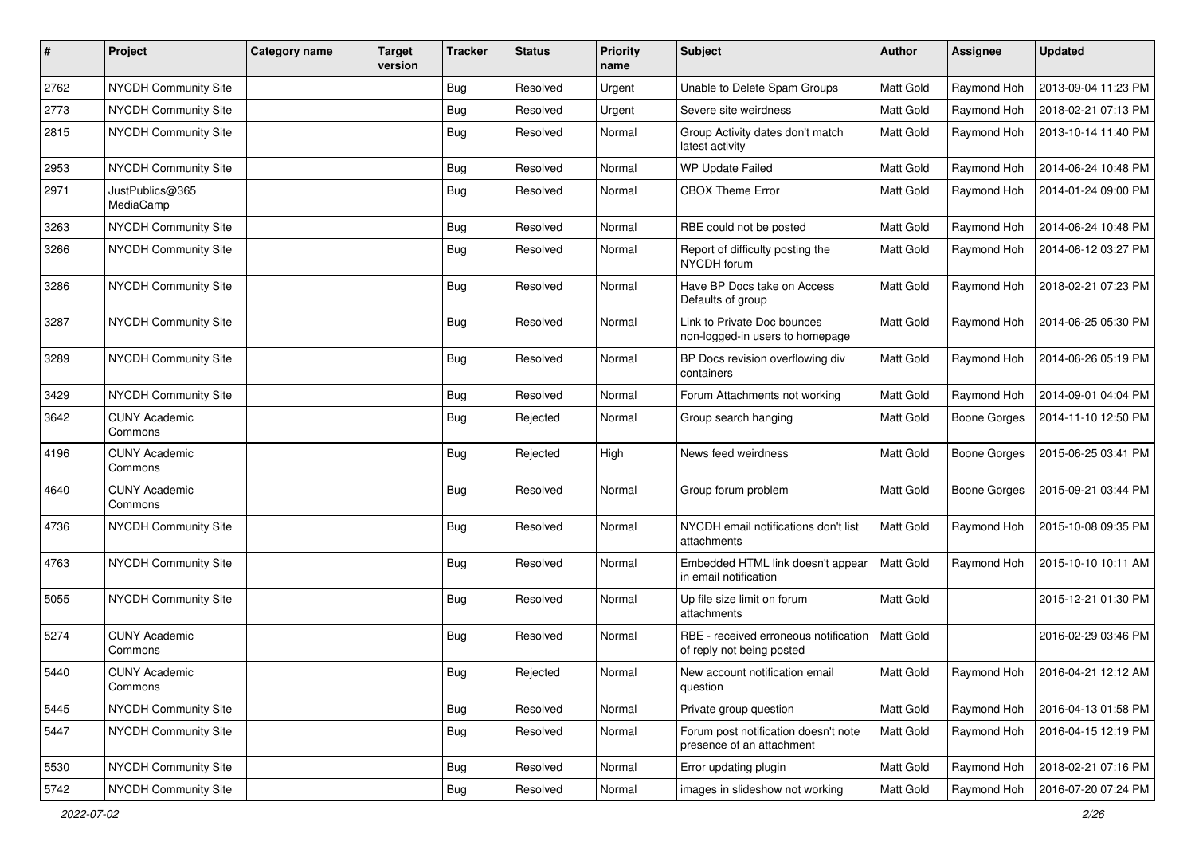| # | Project | Category name | Target version | Tracker | Status | Priority name | Subject | Author | Assignee | Updated |
|---|---|---|---|---|---|---|---|---|---|---|
| 2762 | NYCDH Community Site | | | Bug | Resolved | Urgent | Unable to Delete Spam Groups | Matt Gold | Raymond Hoh | 2013-09-04 11:23 PM |
| 2773 | NYCDH Community Site | | | Bug | Resolved | Urgent | Severe site weirdness | Matt Gold | Raymond Hoh | 2018-02-21 07:13 PM |
| 2815 | NYCDH Community Site | | | Bug | Resolved | Normal | Group Activity dates don't match latest activity | Matt Gold | Raymond Hoh | 2013-10-14 11:40 PM |
| 2953 | NYCDH Community Site | | | Bug | Resolved | Normal | WP Update Failed | Matt Gold | Raymond Hoh | 2014-06-24 10:48 PM |
| 2971 | JustPublics@365 MediaCamp | | | Bug | Resolved | Normal | CBOX Theme Error | Matt Gold | Raymond Hoh | 2014-01-24 09:00 PM |
| 3263 | NYCDH Community Site | | | Bug | Resolved | Normal | RBE could not be posted | Matt Gold | Raymond Hoh | 2014-06-24 10:48 PM |
| 3266 | NYCDH Community Site | | | Bug | Resolved | Normal | Report of difficulty posting the NYCDH forum | Matt Gold | Raymond Hoh | 2014-06-12 03:27 PM |
| 3286 | NYCDH Community Site | | | Bug | Resolved | Normal | Have BP Docs take on Access Defaults of group | Matt Gold | Raymond Hoh | 2018-02-21 07:23 PM |
| 3287 | NYCDH Community Site | | | Bug | Resolved | Normal | Link to Private Doc bounces non-logged-in users to homepage | Matt Gold | Raymond Hoh | 2014-06-25 05:30 PM |
| 3289 | NYCDH Community Site | | | Bug | Resolved | Normal | BP Docs revision overflowing div containers | Matt Gold | Raymond Hoh | 2014-06-26 05:19 PM |
| 3429 | NYCDH Community Site | | | Bug | Resolved | Normal | Forum Attachments not working | Matt Gold | Raymond Hoh | 2014-09-01 04:04 PM |
| 3642 | CUNY Academic Commons | | | Bug | Rejected | Normal | Group search hanging | Matt Gold | Boone Gorges | 2014-11-10 12:50 PM |
| 4196 | CUNY Academic Commons | | | Bug | Rejected | High | News feed weirdness | Matt Gold | Boone Gorges | 2015-06-25 03:41 PM |
| 4640 | CUNY Academic Commons | | | Bug | Resolved | Normal | Group forum problem | Matt Gold | Boone Gorges | 2015-09-21 03:44 PM |
| 4736 | NYCDH Community Site | | | Bug | Resolved | Normal | NYCDH email notifications don't list attachments | Matt Gold | Raymond Hoh | 2015-10-08 09:35 PM |
| 4763 | NYCDH Community Site | | | Bug | Resolved | Normal | Embedded HTML link doesn't appear in email notification | Matt Gold | Raymond Hoh | 2015-10-10 10:11 AM |
| 5055 | NYCDH Community Site | | | Bug | Resolved | Normal | Up file size limit on forum attachments | Matt Gold | | 2015-12-21 01:30 PM |
| 5274 | CUNY Academic Commons | | | Bug | Resolved | Normal | RBE - received erroneous notification of reply not being posted | Matt Gold | | 2016-02-29 03:46 PM |
| 5440 | CUNY Academic Commons | | | Bug | Rejected | Normal | New account notification email question | Matt Gold | Raymond Hoh | 2016-04-21 12:12 AM |
| 5445 | NYCDH Community Site | | | Bug | Resolved | Normal | Private group question | Matt Gold | Raymond Hoh | 2016-04-13 01:58 PM |
| 5447 | NYCDH Community Site | | | Bug | Resolved | Normal | Forum post notification doesn't note presence of an attachment | Matt Gold | Raymond Hoh | 2016-04-15 12:19 PM |
| 5530 | NYCDH Community Site | | | Bug | Resolved | Normal | Error updating plugin | Matt Gold | Raymond Hoh | 2018-02-21 07:16 PM |
| 5742 | NYCDH Community Site | | | Bug | Resolved | Normal | images in slideshow not working | Matt Gold | Raymond Hoh | 2016-07-20 07:24 PM |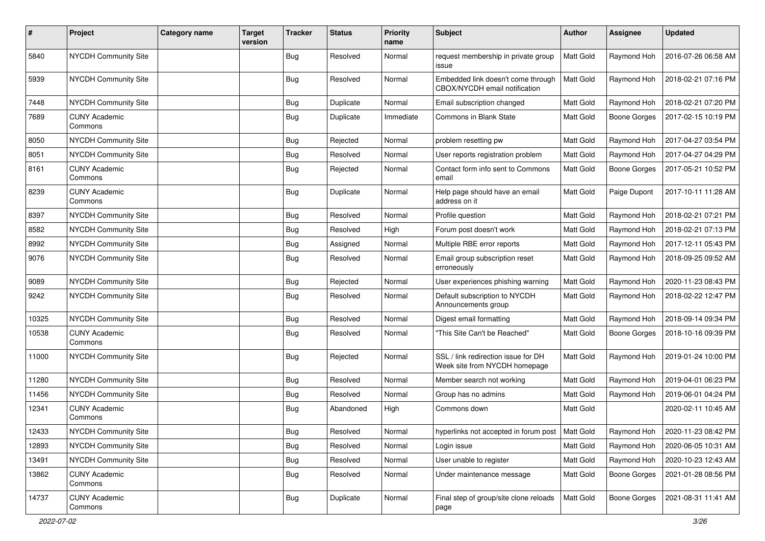| # | Project | Category name | Target version | Tracker | Status | Priority name | Subject | Author | Assignee | Updated |
|---|---|---|---|---|---|---|---|---|---|---|
| 5840 | NYCDH Community Site | | | Bug | Resolved | Normal | request membership in private group issue | Matt Gold | Raymond Hoh | 2016-07-26 06:58 AM |
| 5939 | NYCDH Community Site | | | Bug | Resolved | Normal | Embedded link doesn't come through CBOX/NYCDH email notification | Matt Gold | Raymond Hoh | 2018-02-21 07:16 PM |
| 7448 | NYCDH Community Site | | | Bug | Duplicate | Normal | Email subscription changed | Matt Gold | Raymond Hoh | 2018-02-21 07:20 PM |
| 7689 | CUNY Academic Commons | | | Bug | Duplicate | Immediate | Commons in Blank State | Matt Gold | Boone Gorges | 2017-02-15 10:19 PM |
| 8050 | NYCDH Community Site | | | Bug | Rejected | Normal | problem resetting pw | Matt Gold | Raymond Hoh | 2017-04-27 03:54 PM |
| 8051 | NYCDH Community Site | | | Bug | Resolved | Normal | User reports registration problem | Matt Gold | Raymond Hoh | 2017-04-27 04:29 PM |
| 8161 | CUNY Academic Commons | | | Bug | Rejected | Normal | Contact form info sent to Commons email | Matt Gold | Boone Gorges | 2017-05-21 10:52 PM |
| 8239 | CUNY Academic Commons | | | Bug | Duplicate | Normal | Help page should have an email address on it | Matt Gold | Paige Dupont | 2017-10-11 11:28 AM |
| 8397 | NYCDH Community Site | | | Bug | Resolved | Normal | Profile question | Matt Gold | Raymond Hoh | 2018-02-21 07:21 PM |
| 8582 | NYCDH Community Site | | | Bug | Resolved | High | Forum post doesn't work | Matt Gold | Raymond Hoh | 2018-02-21 07:13 PM |
| 8992 | NYCDH Community Site | | | Bug | Assigned | Normal | Multiple RBE error reports | Matt Gold | Raymond Hoh | 2017-12-11 05:43 PM |
| 9076 | NYCDH Community Site | | | Bug | Resolved | Normal | Email group subscription reset erroneously | Matt Gold | Raymond Hoh | 2018-09-25 09:52 AM |
| 9089 | NYCDH Community Site | | | Bug | Rejected | Normal | User experiences phishing warning | Matt Gold | Raymond Hoh | 2020-11-23 08:43 PM |
| 9242 | NYCDH Community Site | | | Bug | Resolved | Normal | Default subscription to NYCDH Announcements group | Matt Gold | Raymond Hoh | 2018-02-22 12:47 PM |
| 10325 | NYCDH Community Site | | | Bug | Resolved | Normal | Digest email formatting | Matt Gold | Raymond Hoh | 2018-09-14 09:34 PM |
| 10538 | CUNY Academic Commons | | | Bug | Resolved | Normal | "This Site Can't be Reached" | Matt Gold | Boone Gorges | 2018-10-16 09:39 PM |
| 11000 | NYCDH Community Site | | | Bug | Rejected | Normal | SSL / link redirection issue for DH Week site from NYCDH homepage | Matt Gold | Raymond Hoh | 2019-01-24 10:00 PM |
| 11280 | NYCDH Community Site | | | Bug | Resolved | Normal | Member search not working | Matt Gold | Raymond Hoh | 2019-04-01 06:23 PM |
| 11456 | NYCDH Community Site | | | Bug | Resolved | Normal | Group has no admins | Matt Gold | Raymond Hoh | 2019-06-01 04:24 PM |
| 12341 | CUNY Academic Commons | | | Bug | Abandoned | High | Commons down | Matt Gold | | 2020-02-11 10:45 AM |
| 12433 | NYCDH Community Site | | | Bug | Resolved | Normal | hyperlinks not accepted in forum post | Matt Gold | Raymond Hoh | 2020-11-23 08:42 PM |
| 12893 | NYCDH Community Site | | | Bug | Resolved | Normal | Login issue | Matt Gold | Raymond Hoh | 2020-06-05 10:31 AM |
| 13491 | NYCDH Community Site | | | Bug | Resolved | Normal | User unable to register | Matt Gold | Raymond Hoh | 2020-10-23 12:43 AM |
| 13862 | CUNY Academic Commons | | | Bug | Resolved | Normal | Under maintenance message | Matt Gold | Boone Gorges | 2021-01-28 08:56 PM |
| 14737 | CUNY Academic Commons | | | Bug | Duplicate | Normal | Final step of group/site clone reloads page | Matt Gold | Boone Gorges | 2021-08-31 11:41 AM |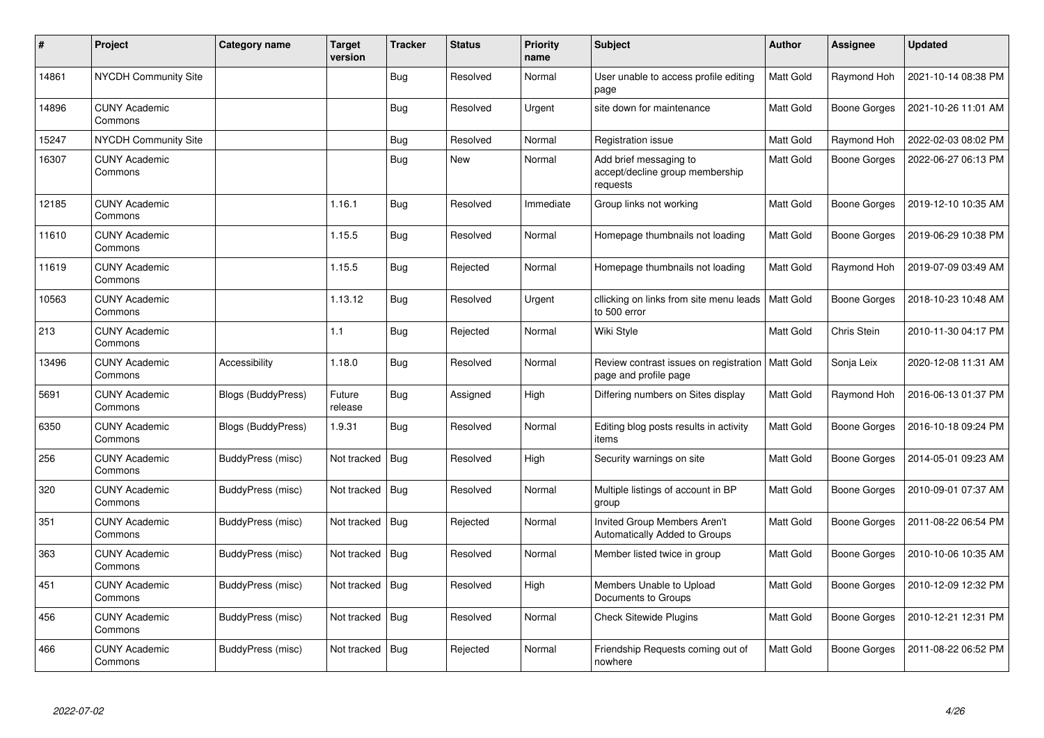| # | Project | Category name | Target version | Tracker | Status | Priority name | Subject | Author | Assignee | Updated |
|---|---|---|---|---|---|---|---|---|---|---|
| 14861 | NYCDH Community Site | | | Bug | Resolved | Normal | User unable to access profile editing page | Matt Gold | Raymond Hoh | 2021-10-14 08:38 PM |
| 14896 | CUNY Academic Commons | | | Bug | Resolved | Urgent | site down for maintenance | Matt Gold | Boone Gorges | 2021-10-26 11:01 AM |
| 15247 | NYCDH Community Site | | | Bug | Resolved | Normal | Registration issue | Matt Gold | Raymond Hoh | 2022-02-03 08:02 PM |
| 16307 | CUNY Academic Commons | | | Bug | New | Normal | Add brief messaging to accept/decline group membership requests | Matt Gold | Boone Gorges | 2022-06-27 06:13 PM |
| 12185 | CUNY Academic Commons | | 1.16.1 | Bug | Resolved | Immediate | Group links not working | Matt Gold | Boone Gorges | 2019-12-10 10:35 AM |
| 11610 | CUNY Academic Commons | | 1.15.5 | Bug | Resolved | Normal | Homepage thumbnails not loading | Matt Gold | Boone Gorges | 2019-06-29 10:38 PM |
| 11619 | CUNY Academic Commons | | 1.15.5 | Bug | Rejected | Normal | Homepage thumbnails not loading | Matt Gold | Raymond Hoh | 2019-07-09 03:49 AM |
| 10563 | CUNY Academic Commons | | 1.13.12 | Bug | Resolved | Urgent | cllicking on links from site menu leads to 500 error | Matt Gold | Boone Gorges | 2018-10-23 10:48 AM |
| 213 | CUNY Academic Commons | | 1.1 | Bug | Rejected | Normal | Wiki Style | Matt Gold | Chris Stein | 2010-11-30 04:17 PM |
| 13496 | CUNY Academic Commons | Accessibility | 1.18.0 | Bug | Resolved | Normal | Review contrast issues on registration page and profile page | Matt Gold | Sonja Leix | 2020-12-08 11:31 AM |
| 5691 | CUNY Academic Commons | Blogs (BuddyPress) | Future release | Bug | Assigned | High | Differing numbers on Sites display | Matt Gold | Raymond Hoh | 2016-06-13 01:37 PM |
| 6350 | CUNY Academic Commons | Blogs (BuddyPress) | 1.9.31 | Bug | Resolved | Normal | Editing blog posts results in activity items | Matt Gold | Boone Gorges | 2016-10-18 09:24 PM |
| 256 | CUNY Academic Commons | BuddyPress (misc) | Not tracked | Bug | Resolved | High | Security warnings on site | Matt Gold | Boone Gorges | 2014-05-01 09:23 AM |
| 320 | CUNY Academic Commons | BuddyPress (misc) | Not tracked | Bug | Resolved | Normal | Multiple listings of account in BP group | Matt Gold | Boone Gorges | 2010-09-01 07:37 AM |
| 351 | CUNY Academic Commons | BuddyPress (misc) | Not tracked | Bug | Rejected | Normal | Invited Group Members Aren't Automatically Added to Groups | Matt Gold | Boone Gorges | 2011-08-22 06:54 PM |
| 363 | CUNY Academic Commons | BuddyPress (misc) | Not tracked | Bug | Resolved | Normal | Member listed twice in group | Matt Gold | Boone Gorges | 2010-10-06 10:35 AM |
| 451 | CUNY Academic Commons | BuddyPress (misc) | Not tracked | Bug | Resolved | High | Members Unable to Upload Documents to Groups | Matt Gold | Boone Gorges | 2010-12-09 12:32 PM |
| 456 | CUNY Academic Commons | BuddyPress (misc) | Not tracked | Bug | Resolved | Normal | Check Sitewide Plugins | Matt Gold | Boone Gorges | 2010-12-21 12:31 PM |
| 466 | CUNY Academic Commons | BuddyPress (misc) | Not tracked | Bug | Rejected | Normal | Friendship Requests coming out of nowhere | Matt Gold | Boone Gorges | 2011-08-22 06:52 PM |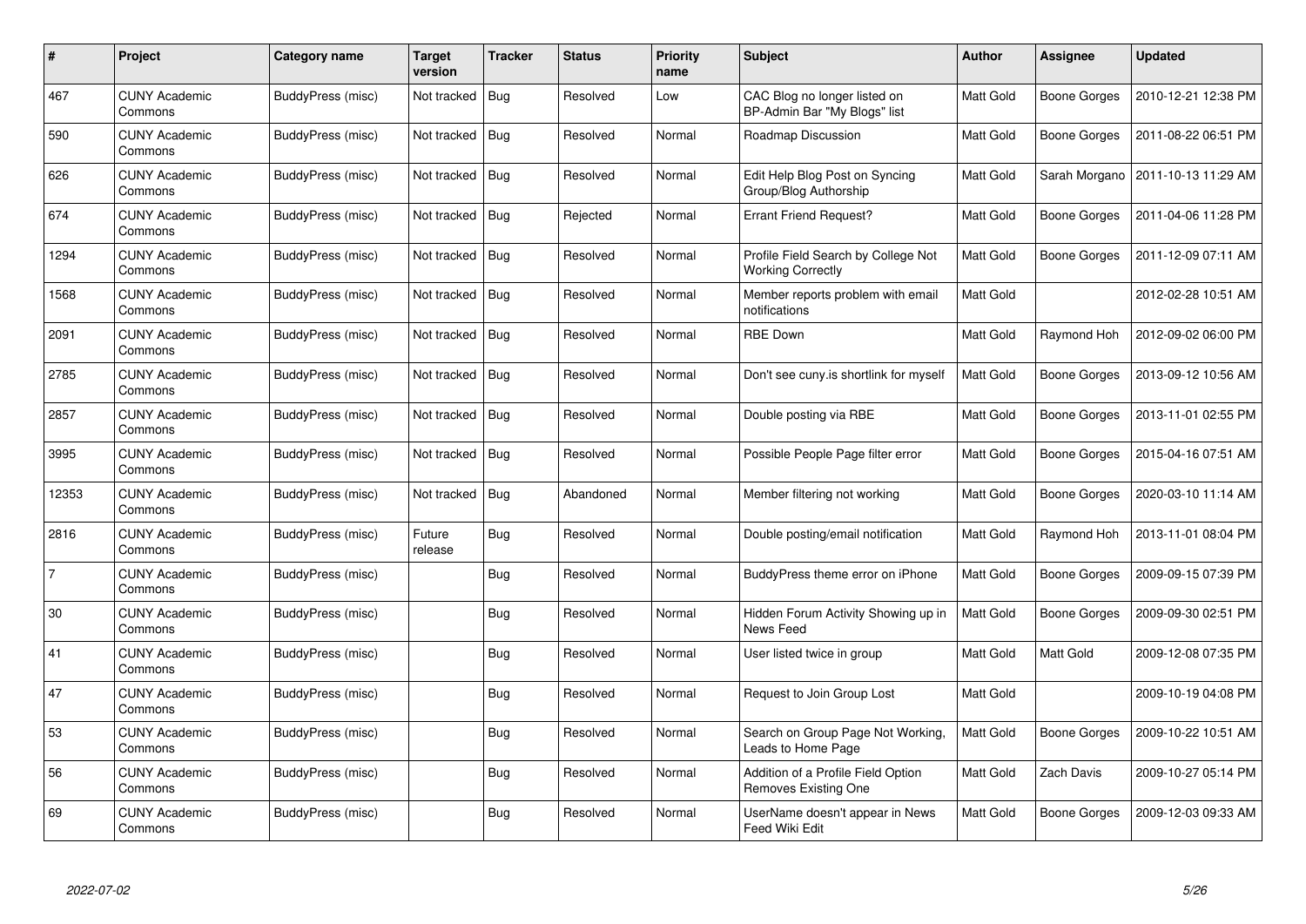| # | Project | Category name | Target version | Tracker | Status | Priority name | Subject | Author | Assignee | Updated |
|---|---|---|---|---|---|---|---|---|---|---|
| 467 | CUNY Academic Commons | BuddyPress (misc) | Not tracked | Bug | Resolved | Low | CAC Blog no longer listed on BP-Admin Bar "My Blogs" list | Matt Gold | Boone Gorges | 2010-12-21 12:38 PM |
| 590 | CUNY Academic Commons | BuddyPress (misc) | Not tracked | Bug | Resolved | Normal | Roadmap Discussion | Matt Gold | Boone Gorges | 2011-08-22 06:51 PM |
| 626 | CUNY Academic Commons | BuddyPress (misc) | Not tracked | Bug | Resolved | Normal | Edit Help Blog Post on Syncing Group/Blog Authorship | Matt Gold | Sarah Morgano | 2011-10-13 11:29 AM |
| 674 | CUNY Academic Commons | BuddyPress (misc) | Not tracked | Bug | Rejected | Normal | Errant Friend Request? | Matt Gold | Boone Gorges | 2011-04-06 11:28 PM |
| 1294 | CUNY Academic Commons | BuddyPress (misc) | Not tracked | Bug | Resolved | Normal | Profile Field Search by College Not Working Correctly | Matt Gold | Boone Gorges | 2011-12-09 07:11 AM |
| 1568 | CUNY Academic Commons | BuddyPress (misc) | Not tracked | Bug | Resolved | Normal | Member reports problem with email notifications | Matt Gold | | 2012-02-28 10:51 AM |
| 2091 | CUNY Academic Commons | BuddyPress (misc) | Not tracked | Bug | Resolved | Normal | RBE Down | Matt Gold | Raymond Hoh | 2012-09-02 06:00 PM |
| 2785 | CUNY Academic Commons | BuddyPress (misc) | Not tracked | Bug | Resolved | Normal | Don't see cuny.is shortlink for myself | Matt Gold | Boone Gorges | 2013-09-12 10:56 AM |
| 2857 | CUNY Academic Commons | BuddyPress (misc) | Not tracked | Bug | Resolved | Normal | Double posting via RBE | Matt Gold | Boone Gorges | 2013-11-01 02:55 PM |
| 3995 | CUNY Academic Commons | BuddyPress (misc) | Not tracked | Bug | Resolved | Normal | Possible People Page filter error | Matt Gold | Boone Gorges | 2015-04-16 07:51 AM |
| 12353 | CUNY Academic Commons | BuddyPress (misc) | Not tracked | Bug | Abandoned | Normal | Member filtering not working | Matt Gold | Boone Gorges | 2020-03-10 11:14 AM |
| 2816 | CUNY Academic Commons | BuddyPress (misc) | Future release | Bug | Resolved | Normal | Double posting/email notification | Matt Gold | Raymond Hoh | 2013-11-01 08:04 PM |
| 7 | CUNY Academic Commons | BuddyPress (misc) | | Bug | Resolved | Normal | BuddyPress theme error on iPhone | Matt Gold | Boone Gorges | 2009-09-15 07:39 PM |
| 30 | CUNY Academic Commons | BuddyPress (misc) | | Bug | Resolved | Normal | Hidden Forum Activity Showing up in News Feed | Matt Gold | Boone Gorges | 2009-09-30 02:51 PM |
| 41 | CUNY Academic Commons | BuddyPress (misc) | | Bug | Resolved | Normal | User listed twice in group | Matt Gold | Matt Gold | 2009-12-08 07:35 PM |
| 47 | CUNY Academic Commons | BuddyPress (misc) | | Bug | Resolved | Normal | Request to Join Group Lost | Matt Gold | | 2009-10-19 04:08 PM |
| 53 | CUNY Academic Commons | BuddyPress (misc) | | Bug | Resolved | Normal | Search on Group Page Not Working, Leads to Home Page | Matt Gold | Boone Gorges | 2009-10-22 10:51 AM |
| 56 | CUNY Academic Commons | BuddyPress (misc) | | Bug | Resolved | Normal | Addition of a Profile Field Option Removes Existing One | Matt Gold | Zach Davis | 2009-10-27 05:14 PM |
| 69 | CUNY Academic Commons | BuddyPress (misc) | | Bug | Resolved | Normal | UserName doesn't appear in News Feed Wiki Edit | Matt Gold | Boone Gorges | 2009-12-03 09:33 AM |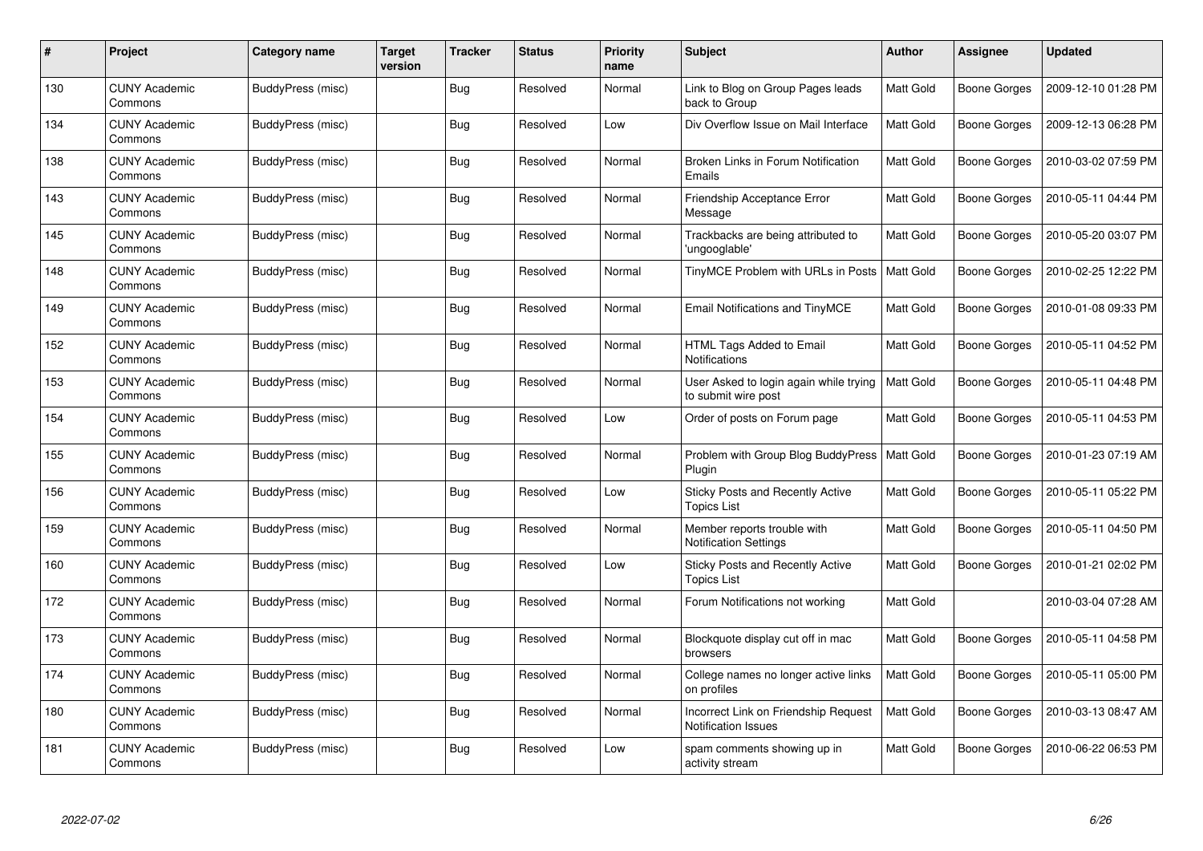| # | Project | Category name | Target version | Tracker | Status | Priority name | Subject | Author | Assignee | Updated |
|---|---|---|---|---|---|---|---|---|---|---|
| 130 | CUNY Academic Commons | BuddyPress (misc) | | Bug | Resolved | Normal | Link to Blog on Group Pages leads back to Group | Matt Gold | Boone Gorges | 2009-12-10 01:28 PM |
| 134 | CUNY Academic Commons | BuddyPress (misc) | | Bug | Resolved | Low | Div Overflow Issue on Mail Interface | Matt Gold | Boone Gorges | 2009-12-13 06:28 PM |
| 138 | CUNY Academic Commons | BuddyPress (misc) | | Bug | Resolved | Normal | Broken Links in Forum Notification Emails | Matt Gold | Boone Gorges | 2010-03-02 07:59 PM |
| 143 | CUNY Academic Commons | BuddyPress (misc) | | Bug | Resolved | Normal | Friendship Acceptance Error Message | Matt Gold | Boone Gorges | 2010-05-11 04:44 PM |
| 145 | CUNY Academic Commons | BuddyPress (misc) | | Bug | Resolved | Normal | Trackbacks are being attributed to 'ungooglable' | Matt Gold | Boone Gorges | 2010-05-20 03:07 PM |
| 148 | CUNY Academic Commons | BuddyPress (misc) | | Bug | Resolved | Normal | TinyMCE Problem with URLs in Posts | Matt Gold | Boone Gorges | 2010-02-25 12:22 PM |
| 149 | CUNY Academic Commons | BuddyPress (misc) | | Bug | Resolved | Normal | Email Notifications and TinyMCE | Matt Gold | Boone Gorges | 2010-01-08 09:33 PM |
| 152 | CUNY Academic Commons | BuddyPress (misc) | | Bug | Resolved | Normal | HTML Tags Added to Email Notifications | Matt Gold | Boone Gorges | 2010-05-11 04:52 PM |
| 153 | CUNY Academic Commons | BuddyPress (misc) | | Bug | Resolved | Normal | User Asked to login again while trying to submit wire post | Matt Gold | Boone Gorges | 2010-05-11 04:48 PM |
| 154 | CUNY Academic Commons | BuddyPress (misc) | | Bug | Resolved | Low | Order of posts on Forum page | Matt Gold | Boone Gorges | 2010-05-11 04:53 PM |
| 155 | CUNY Academic Commons | BuddyPress (misc) | | Bug | Resolved | Normal | Problem with Group Blog BuddyPress Plugin | Matt Gold | Boone Gorges | 2010-01-23 07:19 AM |
| 156 | CUNY Academic Commons | BuddyPress (misc) | | Bug | Resolved | Low | Sticky Posts and Recently Active Topics List | Matt Gold | Boone Gorges | 2010-05-11 05:22 PM |
| 159 | CUNY Academic Commons | BuddyPress (misc) | | Bug | Resolved | Normal | Member reports trouble with Notification Settings | Matt Gold | Boone Gorges | 2010-05-11 04:50 PM |
| 160 | CUNY Academic Commons | BuddyPress (misc) | | Bug | Resolved | Low | Sticky Posts and Recently Active Topics List | Matt Gold | Boone Gorges | 2010-01-21 02:02 PM |
| 172 | CUNY Academic Commons | BuddyPress (misc) | | Bug | Resolved | Normal | Forum Notifications not working | Matt Gold | | 2010-03-04 07:28 AM |
| 173 | CUNY Academic Commons | BuddyPress (misc) | | Bug | Resolved | Normal | Blockquote display cut off in mac browsers | Matt Gold | Boone Gorges | 2010-05-11 04:58 PM |
| 174 | CUNY Academic Commons | BuddyPress (misc) | | Bug | Resolved | Normal | College names no longer active links on profiles | Matt Gold | Boone Gorges | 2010-05-11 05:00 PM |
| 180 | CUNY Academic Commons | BuddyPress (misc) | | Bug | Resolved | Normal | Incorrect Link on Friendship Request Notification Issues | Matt Gold | Boone Gorges | 2010-03-13 08:47 AM |
| 181 | CUNY Academic Commons | BuddyPress (misc) | | Bug | Resolved | Low | spam comments showing up in activity stream | Matt Gold | Boone Gorges | 2010-06-22 06:53 PM |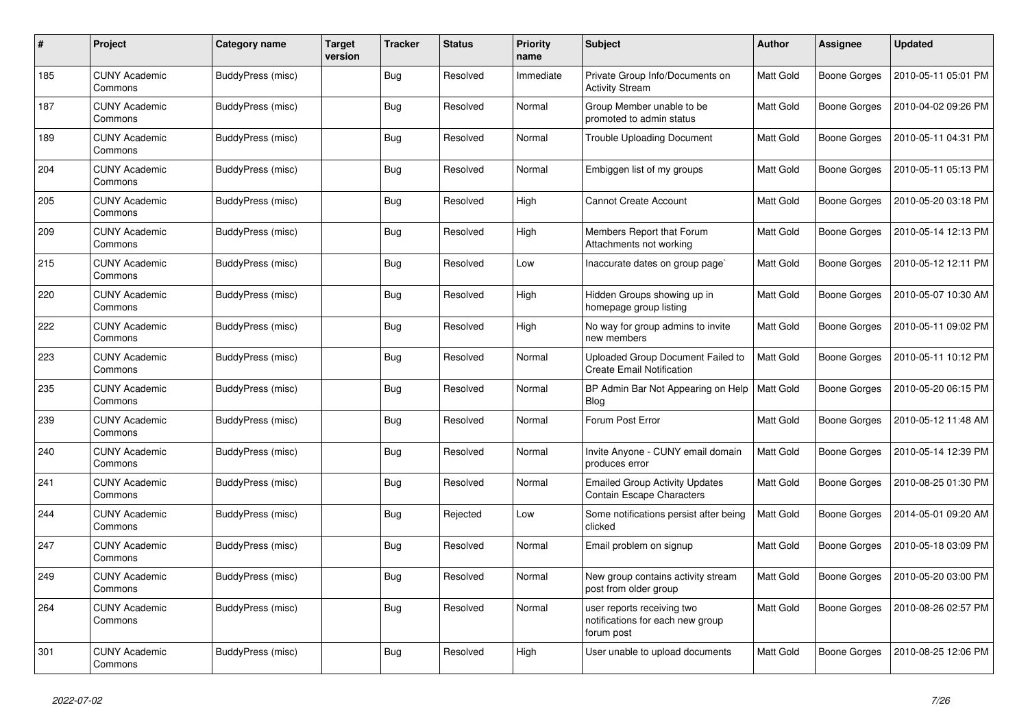| # | Project | Category name | Target version | Tracker | Status | Priority name | Subject | Author | Assignee | Updated |
|---|---|---|---|---|---|---|---|---|---|---|
| 185 | CUNY Academic Commons | BuddyPress (misc) | | Bug | Resolved | Immediate | Private Group Info/Documents on Activity Stream | Matt Gold | Boone Gorges | 2010-05-11 05:01 PM |
| 187 | CUNY Academic Commons | BuddyPress (misc) | | Bug | Resolved | Normal | Group Member unable to be promoted to admin status | Matt Gold | Boone Gorges | 2010-04-02 09:26 PM |
| 189 | CUNY Academic Commons | BuddyPress (misc) | | Bug | Resolved | Normal | Trouble Uploading Document | Matt Gold | Boone Gorges | 2010-05-11 04:31 PM |
| 204 | CUNY Academic Commons | BuddyPress (misc) | | Bug | Resolved | Normal | Embiggen list of my groups | Matt Gold | Boone Gorges | 2010-05-11 05:13 PM |
| 205 | CUNY Academic Commons | BuddyPress (misc) | | Bug | Resolved | High | Cannot Create Account | Matt Gold | Boone Gorges | 2010-05-20 03:18 PM |
| 209 | CUNY Academic Commons | BuddyPress (misc) | | Bug | Resolved | High | Members Report that Forum Attachments not working | Matt Gold | Boone Gorges | 2010-05-14 12:13 PM |
| 215 | CUNY Academic Commons | BuddyPress (misc) | | Bug | Resolved | Low | Inaccurate dates on group page` | Matt Gold | Boone Gorges | 2010-05-12 12:11 PM |
| 220 | CUNY Academic Commons | BuddyPress (misc) | | Bug | Resolved | High | Hidden Groups showing up in homepage group listing | Matt Gold | Boone Gorges | 2010-05-07 10:30 AM |
| 222 | CUNY Academic Commons | BuddyPress (misc) | | Bug | Resolved | High | No way for group admins to invite new members | Matt Gold | Boone Gorges | 2010-05-11 09:02 PM |
| 223 | CUNY Academic Commons | BuddyPress (misc) | | Bug | Resolved | Normal | Uploaded Group Document Failed to Create Email Notification | Matt Gold | Boone Gorges | 2010-05-11 10:12 PM |
| 235 | CUNY Academic Commons | BuddyPress (misc) | | Bug | Resolved | Normal | BP Admin Bar Not Appearing on Help Blog | Matt Gold | Boone Gorges | 2010-05-20 06:15 PM |
| 239 | CUNY Academic Commons | BuddyPress (misc) | | Bug | Resolved | Normal | Forum Post Error | Matt Gold | Boone Gorges | 2010-05-12 11:48 AM |
| 240 | CUNY Academic Commons | BuddyPress (misc) | | Bug | Resolved | Normal | Invite Anyone - CUNY email domain produces error | Matt Gold | Boone Gorges | 2010-05-14 12:39 PM |
| 241 | CUNY Academic Commons | BuddyPress (misc) | | Bug | Resolved | Normal | Emailed Group Activity Updates Contain Escape Characters | Matt Gold | Boone Gorges | 2010-08-25 01:30 PM |
| 244 | CUNY Academic Commons | BuddyPress (misc) | | Bug | Rejected | Low | Some notifications persist after being clicked | Matt Gold | Boone Gorges | 2014-05-01 09:20 AM |
| 247 | CUNY Academic Commons | BuddyPress (misc) | | Bug | Resolved | Normal | Email problem on signup | Matt Gold | Boone Gorges | 2010-05-18 03:09 PM |
| 249 | CUNY Academic Commons | BuddyPress (misc) | | Bug | Resolved | Normal | New group contains activity stream post from older group | Matt Gold | Boone Gorges | 2010-05-20 03:00 PM |
| 264 | CUNY Academic Commons | BuddyPress (misc) | | Bug | Resolved | Normal | user reports receiving two notifications for each new group forum post | Matt Gold | Boone Gorges | 2010-08-26 02:57 PM |
| 301 | CUNY Academic Commons | BuddyPress (misc) | | Bug | Resolved | High | User unable to upload documents | Matt Gold | Boone Gorges | 2010-08-25 12:06 PM |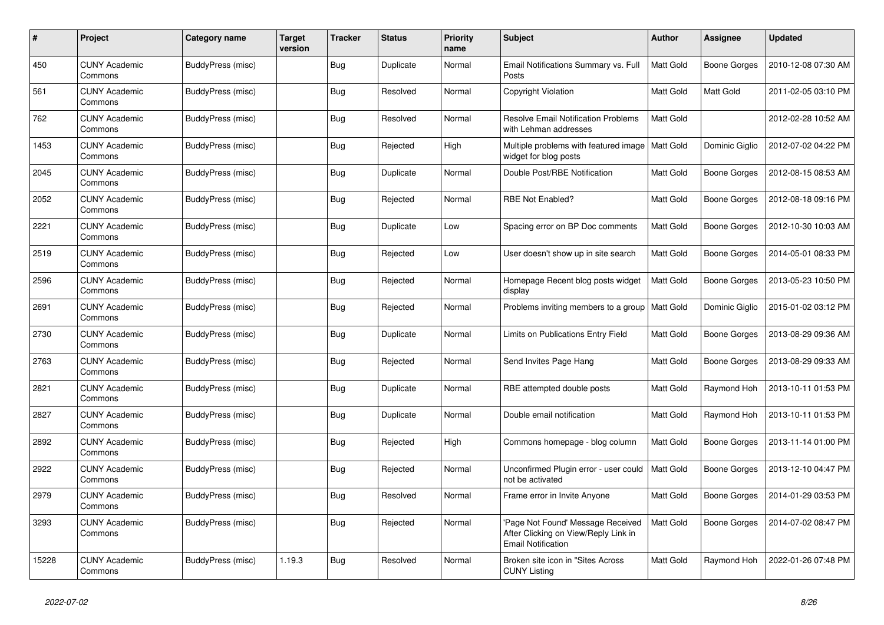| # | Project | Category name | Target version | Tracker | Status | Priority name | Subject | Author | Assignee | Updated |
|---|---|---|---|---|---|---|---|---|---|---|
| 450 | CUNY Academic Commons | BuddyPress (misc) | | Bug | Duplicate | Normal | Email Notifications Summary vs. Full Posts | Matt Gold | Boone Gorges | 2010-12-08 07:30 AM |
| 561 | CUNY Academic Commons | BuddyPress (misc) | | Bug | Resolved | Normal | Copyright Violation | Matt Gold | Matt Gold | 2011-02-05 03:10 PM |
| 762 | CUNY Academic Commons | BuddyPress (misc) | | Bug | Resolved | Normal | Resolve Email Notification Problems with Lehman addresses | Matt Gold | | 2012-02-28 10:52 AM |
| 1453 | CUNY Academic Commons | BuddyPress (misc) | | Bug | Rejected | High | Multiple problems with featured image widget for blog posts | Matt Gold | Dominic Giglio | 2012-07-02 04:22 PM |
| 2045 | CUNY Academic Commons | BuddyPress (misc) | | Bug | Duplicate | Normal | Double Post/RBE Notification | Matt Gold | Boone Gorges | 2012-08-15 08:53 AM |
| 2052 | CUNY Academic Commons | BuddyPress (misc) | | Bug | Rejected | Normal | RBE Not Enabled? | Matt Gold | Boone Gorges | 2012-08-18 09:16 PM |
| 2221 | CUNY Academic Commons | BuddyPress (misc) | | Bug | Duplicate | Low | Spacing error on BP Doc comments | Matt Gold | Boone Gorges | 2012-10-30 10:03 AM |
| 2519 | CUNY Academic Commons | BuddyPress (misc) | | Bug | Rejected | Low | User doesn't show up in site search | Matt Gold | Boone Gorges | 2014-05-01 08:33 PM |
| 2596 | CUNY Academic Commons | BuddyPress (misc) | | Bug | Rejected | Normal | Homepage Recent blog posts widget display | Matt Gold | Boone Gorges | 2013-05-23 10:50 PM |
| 2691 | CUNY Academic Commons | BuddyPress (misc) | | Bug | Rejected | Normal | Problems inviting members to a group | Matt Gold | Dominic Giglio | 2015-01-02 03:12 PM |
| 2730 | CUNY Academic Commons | BuddyPress (misc) | | Bug | Duplicate | Normal | Limits on Publications Entry Field | Matt Gold | Boone Gorges | 2013-08-29 09:36 AM |
| 2763 | CUNY Academic Commons | BuddyPress (misc) | | Bug | Rejected | Normal | Send Invites Page Hang | Matt Gold | Boone Gorges | 2013-08-29 09:33 AM |
| 2821 | CUNY Academic Commons | BuddyPress (misc) | | Bug | Duplicate | Normal | RBE attempted double posts | Matt Gold | Raymond Hoh | 2013-10-11 01:53 PM |
| 2827 | CUNY Academic Commons | BuddyPress (misc) | | Bug | Duplicate | Normal | Double email notification | Matt Gold | Raymond Hoh | 2013-10-11 01:53 PM |
| 2892 | CUNY Academic Commons | BuddyPress (misc) | | Bug | Rejected | High | Commons homepage - blog column | Matt Gold | Boone Gorges | 2013-11-14 01:00 PM |
| 2922 | CUNY Academic Commons | BuddyPress (misc) | | Bug | Rejected | Normal | Unconfirmed Plugin error - user could not be activated | Matt Gold | Boone Gorges | 2013-12-10 04:47 PM |
| 2979 | CUNY Academic Commons | BuddyPress (misc) | | Bug | Resolved | Normal | Frame error in Invite Anyone | Matt Gold | Boone Gorges | 2014-01-29 03:53 PM |
| 3293 | CUNY Academic Commons | BuddyPress (misc) | | Bug | Rejected | Normal | 'Page Not Found' Message Received After Clicking on View/Reply Link in Email Notification | Matt Gold | Boone Gorges | 2014-07-02 08:47 PM |
| 15228 | CUNY Academic Commons | BuddyPress (misc) | 1.19.3 | Bug | Resolved | Normal | Broken site icon in "Sites Across CUNY Listing | Matt Gold | Raymond Hoh | 2022-01-26 07:48 PM |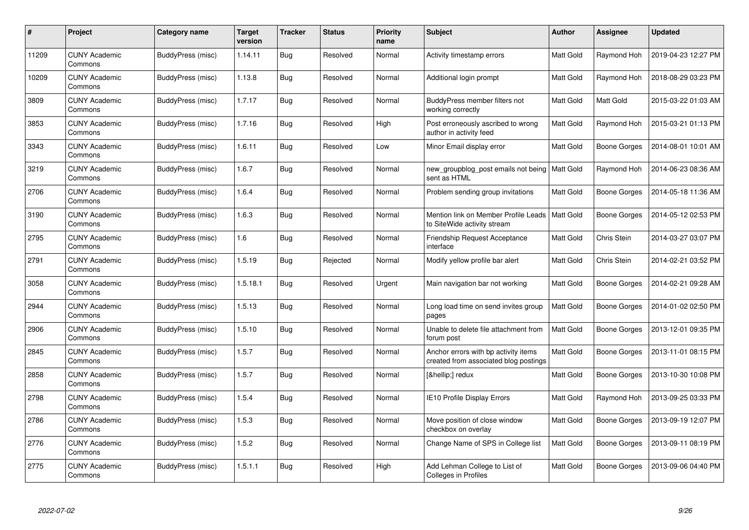| # | Project | Category name | Target version | Tracker | Status | Priority name | Subject | Author | Assignee | Updated |
|---|---|---|---|---|---|---|---|---|---|---|
| 11209 | CUNY Academic Commons | BuddyPress (misc) | 1.14.11 | Bug | Resolved | Normal | Activity timestamp errors | Matt Gold | Raymond Hoh | 2019-04-23 12:27 PM |
| 10209 | CUNY Academic Commons | BuddyPress (misc) | 1.13.8 | Bug | Resolved | Normal | Additional login prompt | Matt Gold | Raymond Hoh | 2018-08-29 03:23 PM |
| 3809 | CUNY Academic Commons | BuddyPress (misc) | 1.7.17 | Bug | Resolved | Normal | BuddyPress member filters not working correctly | Matt Gold | Matt Gold | 2015-03-22 01:03 AM |
| 3853 | CUNY Academic Commons | BuddyPress (misc) | 1.7.16 | Bug | Resolved | High | Post erroneously ascribed to wrong author in activity feed | Matt Gold | Raymond Hoh | 2015-03-21 01:13 PM |
| 3343 | CUNY Academic Commons | BuddyPress (misc) | 1.6.11 | Bug | Resolved | Low | Minor Email display error | Matt Gold | Boone Gorges | 2014-08-01 10:01 AM |
| 3219 | CUNY Academic Commons | BuddyPress (misc) | 1.6.7 | Bug | Resolved | Normal | new_groupblog_post emails not being sent as HTML | Matt Gold | Raymond Hoh | 2014-06-23 08:36 AM |
| 2706 | CUNY Academic Commons | BuddyPress (misc) | 1.6.4 | Bug | Resolved | Normal | Problem sending group invitations | Matt Gold | Boone Gorges | 2014-05-18 11:36 AM |
| 3190 | CUNY Academic Commons | BuddyPress (misc) | 1.6.3 | Bug | Resolved | Normal | Mention link on Member Profile Leads to SiteWide activity stream | Matt Gold | Boone Gorges | 2014-05-12 02:53 PM |
| 2795 | CUNY Academic Commons | BuddyPress (misc) | 1.6 | Bug | Resolved | Normal | Friendship Request Acceptance interface | Matt Gold | Chris Stein | 2014-03-27 03:07 PM |
| 2791 | CUNY Academic Commons | BuddyPress (misc) | 1.5.19 | Bug | Rejected | Normal | Modify yellow profile bar alert | Matt Gold | Chris Stein | 2014-02-21 03:52 PM |
| 3058 | CUNY Academic Commons | BuddyPress (misc) | 1.5.18.1 | Bug | Resolved | Urgent | Main navigation bar not working | Matt Gold | Boone Gorges | 2014-02-21 09:28 AM |
| 2944 | CUNY Academic Commons | BuddyPress (misc) | 1.5.13 | Bug | Resolved | Normal | Long load time on send invites group pages | Matt Gold | Boone Gorges | 2014-01-02 02:50 PM |
| 2906 | CUNY Academic Commons | BuddyPress (misc) | 1.5.10 | Bug | Resolved | Normal | Unable to delete file attachment from forum post | Matt Gold | Boone Gorges | 2013-12-01 09:35 PM |
| 2845 | CUNY Academic Commons | BuddyPress (misc) | 1.5.7 | Bug | Resolved | Normal | Anchor errors with bp activity items created from associated blog postings | Matt Gold | Boone Gorges | 2013-11-01 08:15 PM |
| 2858 | CUNY Academic Commons | BuddyPress (misc) | 1.5.7 | Bug | Resolved | Normal | [&hellip;] redux | Matt Gold | Boone Gorges | 2013-10-30 10:08 PM |
| 2798 | CUNY Academic Commons | BuddyPress (misc) | 1.5.4 | Bug | Resolved | Normal | IE10 Profile Display Errors | Matt Gold | Raymond Hoh | 2013-09-25 03:33 PM |
| 2786 | CUNY Academic Commons | BuddyPress (misc) | 1.5.3 | Bug | Resolved | Normal | Move position of close window checkbox on overlay | Matt Gold | Boone Gorges | 2013-09-19 12:07 PM |
| 2776 | CUNY Academic Commons | BuddyPress (misc) | 1.5.2 | Bug | Resolved | Normal | Change Name of SPS in College list | Matt Gold | Boone Gorges | 2013-09-11 08:19 PM |
| 2775 | CUNY Academic Commons | BuddyPress (misc) | 1.5.1.1 | Bug | Resolved | High | Add Lehman College to List of Colleges in Profiles | Matt Gold | Boone Gorges | 2013-09-06 04:40 PM |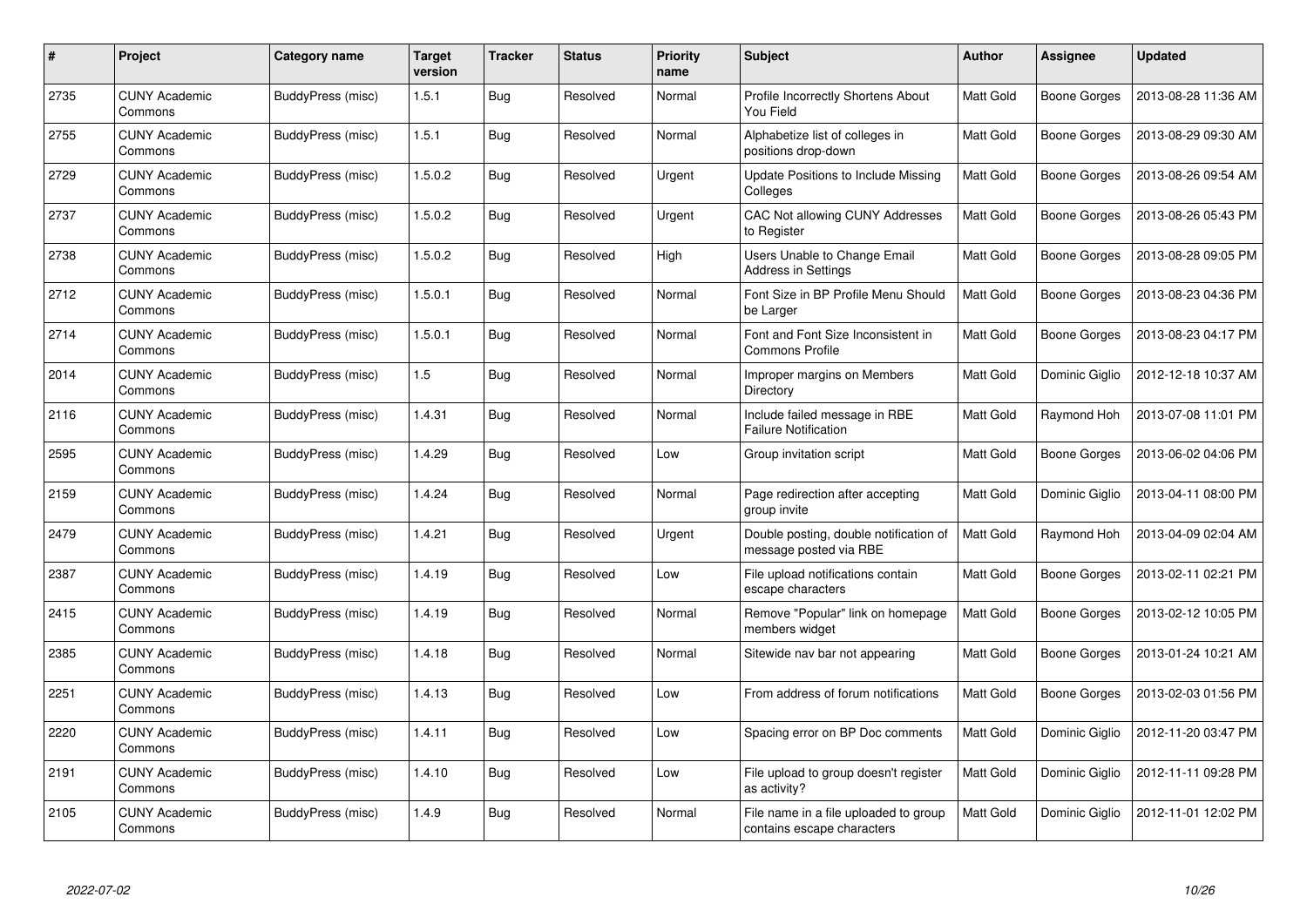| # | Project | Category name | Target version | Tracker | Status | Priority name | Subject | Author | Assignee | Updated |
|---|---|---|---|---|---|---|---|---|---|---|
| 2735 | CUNY Academic Commons | BuddyPress (misc) | 1.5.1 | Bug | Resolved | Normal | Profile Incorrectly Shortens About You Field | Matt Gold | Boone Gorges | 2013-08-28 11:36 AM |
| 2755 | CUNY Academic Commons | BuddyPress (misc) | 1.5.1 | Bug | Resolved | Normal | Alphabetize list of colleges in positions drop-down | Matt Gold | Boone Gorges | 2013-08-29 09:30 AM |
| 2729 | CUNY Academic Commons | BuddyPress (misc) | 1.5.0.2 | Bug | Resolved | Urgent | Update Positions to Include Missing Colleges | Matt Gold | Boone Gorges | 2013-08-26 09:54 AM |
| 2737 | CUNY Academic Commons | BuddyPress (misc) | 1.5.0.2 | Bug | Resolved | Urgent | CAC Not allowing CUNY Addresses to Register | Matt Gold | Boone Gorges | 2013-08-26 05:43 PM |
| 2738 | CUNY Academic Commons | BuddyPress (misc) | 1.5.0.2 | Bug | Resolved | High | Users Unable to Change Email Address in Settings | Matt Gold | Boone Gorges | 2013-08-28 09:05 PM |
| 2712 | CUNY Academic Commons | BuddyPress (misc) | 1.5.0.1 | Bug | Resolved | Normal | Font Size in BP Profile Menu Should be Larger | Matt Gold | Boone Gorges | 2013-08-23 04:36 PM |
| 2714 | CUNY Academic Commons | BuddyPress (misc) | 1.5.0.1 | Bug | Resolved | Normal | Font and Font Size Inconsistent in Commons Profile | Matt Gold | Boone Gorges | 2013-08-23 04:17 PM |
| 2014 | CUNY Academic Commons | BuddyPress (misc) | 1.5 | Bug | Resolved | Normal | Improper margins on Members Directory | Matt Gold | Dominic Giglio | 2012-12-18 10:37 AM |
| 2116 | CUNY Academic Commons | BuddyPress (misc) | 1.4.31 | Bug | Resolved | Normal | Include failed message in RBE Failure Notification | Matt Gold | Raymond Hoh | 2013-07-08 11:01 PM |
| 2595 | CUNY Academic Commons | BuddyPress (misc) | 1.4.29 | Bug | Resolved | Low | Group invitation script | Matt Gold | Boone Gorges | 2013-06-02 04:06 PM |
| 2159 | CUNY Academic Commons | BuddyPress (misc) | 1.4.24 | Bug | Resolved | Normal | Page redirection after accepting group invite | Matt Gold | Dominic Giglio | 2013-04-11 08:00 PM |
| 2479 | CUNY Academic Commons | BuddyPress (misc) | 1.4.21 | Bug | Resolved | Urgent | Double posting, double notification of message posted via RBE | Matt Gold | Raymond Hoh | 2013-04-09 02:04 AM |
| 2387 | CUNY Academic Commons | BuddyPress (misc) | 1.4.19 | Bug | Resolved | Low | File upload notifications contain escape characters | Matt Gold | Boone Gorges | 2013-02-11 02:21 PM |
| 2415 | CUNY Academic Commons | BuddyPress (misc) | 1.4.19 | Bug | Resolved | Normal | Remove "Popular" link on homepage members widget | Matt Gold | Boone Gorges | 2013-02-12 10:05 PM |
| 2385 | CUNY Academic Commons | BuddyPress (misc) | 1.4.18 | Bug | Resolved | Normal | Sitewide nav bar not appearing | Matt Gold | Boone Gorges | 2013-01-24 10:21 AM |
| 2251 | CUNY Academic Commons | BuddyPress (misc) | 1.4.13 | Bug | Resolved | Low | From address of forum notifications | Matt Gold | Boone Gorges | 2013-02-03 01:56 PM |
| 2220 | CUNY Academic Commons | BuddyPress (misc) | 1.4.11 | Bug | Resolved | Low | Spacing error on BP Doc comments | Matt Gold | Dominic Giglio | 2012-11-20 03:47 PM |
| 2191 | CUNY Academic Commons | BuddyPress (misc) | 1.4.10 | Bug | Resolved | Low | File upload to group doesn't register as activity? | Matt Gold | Dominic Giglio | 2012-11-11 09:28 PM |
| 2105 | CUNY Academic Commons | BuddyPress (misc) | 1.4.9 | Bug | Resolved | Normal | File name in a file uploaded to group contains escape characters | Matt Gold | Dominic Giglio | 2012-11-01 12:02 PM |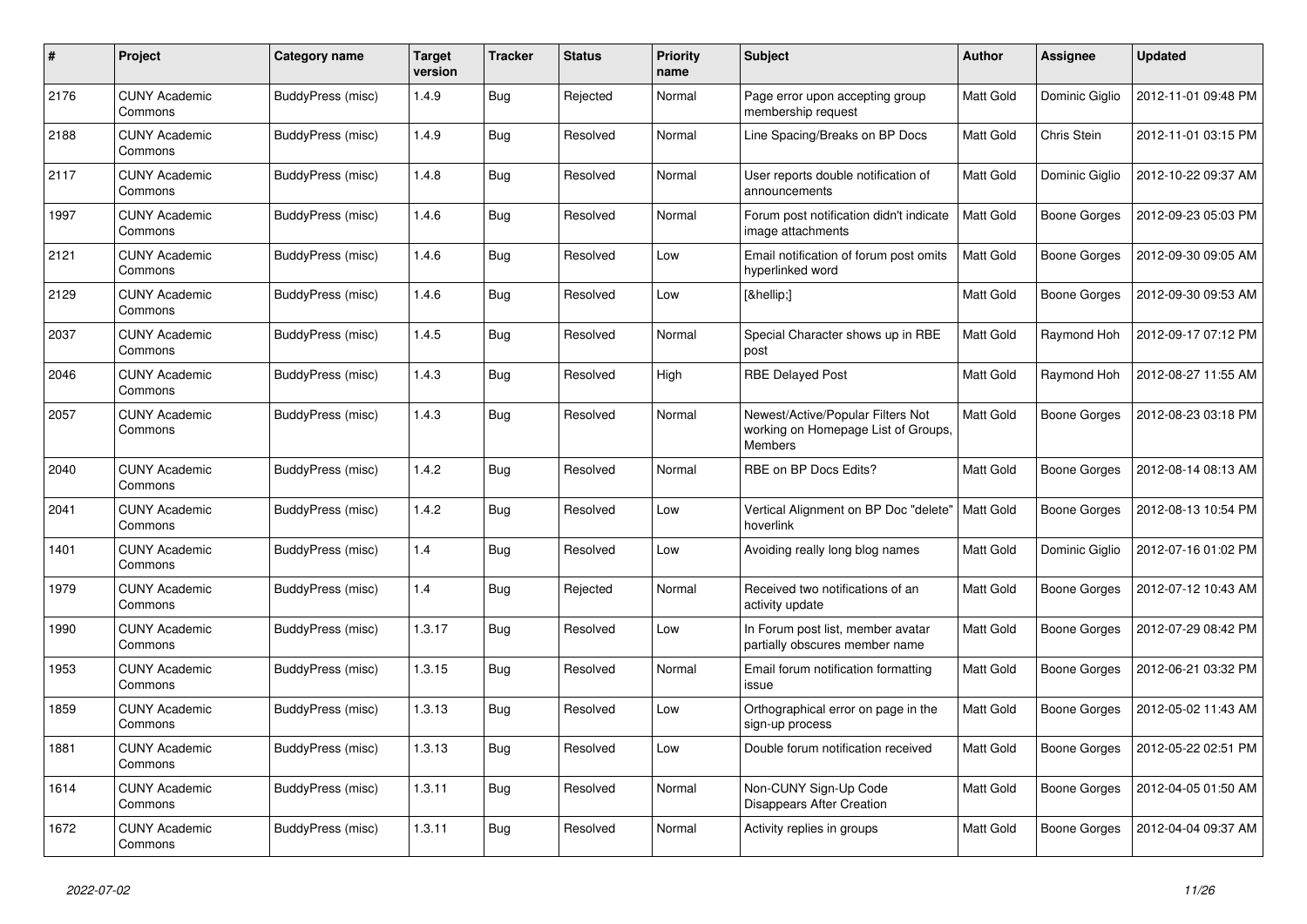| # | Project | Category name | Target version | Tracker | Status | Priority name | Subject | Author | Assignee | Updated |
|---|---|---|---|---|---|---|---|---|---|---|
| 2176 | CUNY Academic Commons | BuddyPress (misc) | 1.4.9 | Bug | Rejected | Normal | Page error upon accepting group membership request | Matt Gold | Dominic Giglio | 2012-11-01 09:48 PM |
| 2188 | CUNY Academic Commons | BuddyPress (misc) | 1.4.9 | Bug | Resolved | Normal | Line Spacing/Breaks on BP Docs | Matt Gold | Chris Stein | 2012-11-01 03:15 PM |
| 2117 | CUNY Academic Commons | BuddyPress (misc) | 1.4.8 | Bug | Resolved | Normal | User reports double notification of announcements | Matt Gold | Dominic Giglio | 2012-10-22 09:37 AM |
| 1997 | CUNY Academic Commons | BuddyPress (misc) | 1.4.6 | Bug | Resolved | Normal | Forum post notification didn't indicate image attachments | Matt Gold | Boone Gorges | 2012-09-23 05:03 PM |
| 2121 | CUNY Academic Commons | BuddyPress (misc) | 1.4.6 | Bug | Resolved | Low | Email notification of forum post omits hyperlinked word | Matt Gold | Boone Gorges | 2012-09-30 09:05 AM |
| 2129 | CUNY Academic Commons | BuddyPress (misc) | 1.4.6 | Bug | Resolved | Low | [&hellip;] | Matt Gold | Boone Gorges | 2012-09-30 09:53 AM |
| 2037 | CUNY Academic Commons | BuddyPress (misc) | 1.4.5 | Bug | Resolved | Normal | Special Character shows up in RBE post | Matt Gold | Raymond Hoh | 2012-09-17 07:12 PM |
| 2046 | CUNY Academic Commons | BuddyPress (misc) | 1.4.3 | Bug | Resolved | High | RBE Delayed Post | Matt Gold | Raymond Hoh | 2012-08-27 11:55 AM |
| 2057 | CUNY Academic Commons | BuddyPress (misc) | 1.4.3 | Bug | Resolved | Normal | Newest/Active/Popular Filters Not working on Homepage List of Groups, Members | Matt Gold | Boone Gorges | 2012-08-23 03:18 PM |
| 2040 | CUNY Academic Commons | BuddyPress (misc) | 1.4.2 | Bug | Resolved | Normal | RBE on BP Docs Edits? | Matt Gold | Boone Gorges | 2012-08-14 08:13 AM |
| 2041 | CUNY Academic Commons | BuddyPress (misc) | 1.4.2 | Bug | Resolved | Low | Vertical Alignment on BP Doc "delete" hoverlink | Matt Gold | Boone Gorges | 2012-08-13 10:54 PM |
| 1401 | CUNY Academic Commons | BuddyPress (misc) | 1.4 | Bug | Resolved | Low | Avoiding really long blog names | Matt Gold | Dominic Giglio | 2012-07-16 01:02 PM |
| 1979 | CUNY Academic Commons | BuddyPress (misc) | 1.4 | Bug | Rejected | Normal | Received two notifications of an activity update | Matt Gold | Boone Gorges | 2012-07-12 10:43 AM |
| 1990 | CUNY Academic Commons | BuddyPress (misc) | 1.3.17 | Bug | Resolved | Low | In Forum post list, member avatar partially obscures member name | Matt Gold | Boone Gorges | 2012-07-29 08:42 PM |
| 1953 | CUNY Academic Commons | BuddyPress (misc) | 1.3.15 | Bug | Resolved | Normal | Email forum notification formatting issue | Matt Gold | Boone Gorges | 2012-06-21 03:32 PM |
| 1859 | CUNY Academic Commons | BuddyPress (misc) | 1.3.13 | Bug | Resolved | Low | Orthographical error on page in the sign-up process | Matt Gold | Boone Gorges | 2012-05-02 11:43 AM |
| 1881 | CUNY Academic Commons | BuddyPress (misc) | 1.3.13 | Bug | Resolved | Low | Double forum notification received | Matt Gold | Boone Gorges | 2012-05-22 02:51 PM |
| 1614 | CUNY Academic Commons | BuddyPress (misc) | 1.3.11 | Bug | Resolved | Normal | Non-CUNY Sign-Up Code Disappears After Creation | Matt Gold | Boone Gorges | 2012-04-05 01:50 AM |
| 1672 | CUNY Academic Commons | BuddyPress (misc) | 1.3.11 | Bug | Resolved | Normal | Activity replies in groups | Matt Gold | Boone Gorges | 2012-04-04 09:37 AM |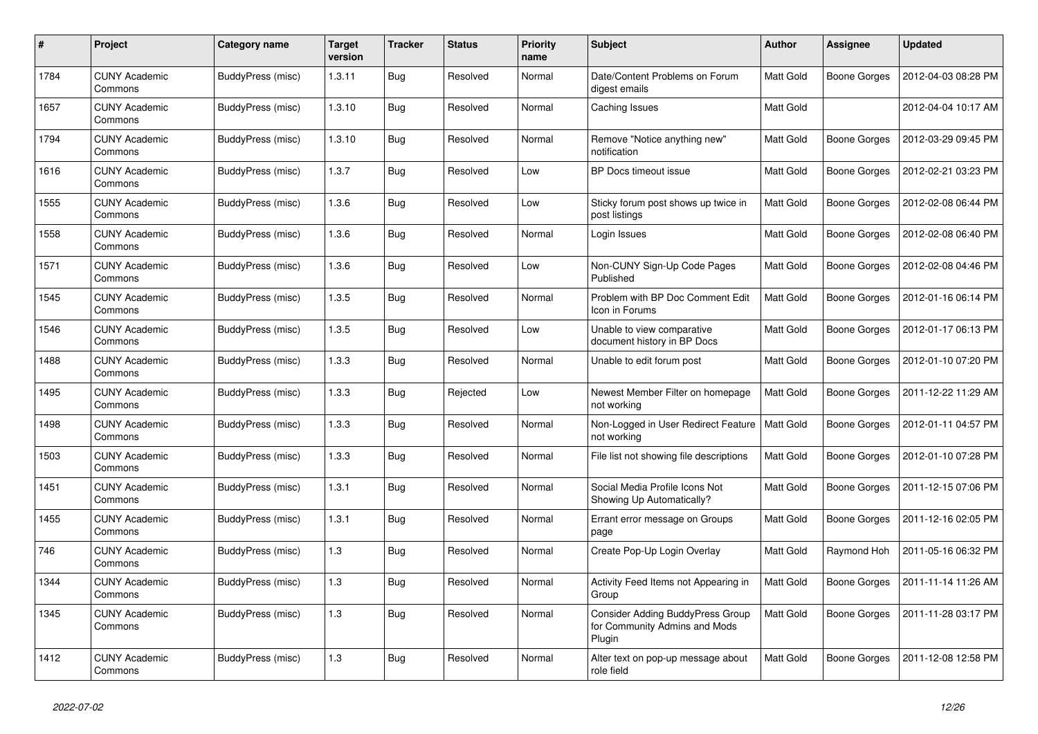| # | Project | Category name | Target version | Tracker | Status | Priority name | Subject | Author | Assignee | Updated |
|---|---|---|---|---|---|---|---|---|---|---|
| 1784 | CUNY Academic Commons | BuddyPress (misc) | 1.3.11 | Bug | Resolved | Normal | Date/Content Problems on Forum digest emails | Matt Gold | Boone Gorges | 2012-04-03 08:28 PM |
| 1657 | CUNY Academic Commons | BuddyPress (misc) | 1.3.10 | Bug | Resolved | Normal | Caching Issues | Matt Gold | | 2012-04-04 10:17 AM |
| 1794 | CUNY Academic Commons | BuddyPress (misc) | 1.3.10 | Bug | Resolved | Normal | Remove "Notice anything new" notification | Matt Gold | Boone Gorges | 2012-03-29 09:45 PM |
| 1616 | CUNY Academic Commons | BuddyPress (misc) | 1.3.7 | Bug | Resolved | Low | BP Docs timeout issue | Matt Gold | Boone Gorges | 2012-02-21 03:23 PM |
| 1555 | CUNY Academic Commons | BuddyPress (misc) | 1.3.6 | Bug | Resolved | Low | Sticky forum post shows up twice in post listings | Matt Gold | Boone Gorges | 2012-02-08 06:44 PM |
| 1558 | CUNY Academic Commons | BuddyPress (misc) | 1.3.6 | Bug | Resolved | Normal | Login Issues | Matt Gold | Boone Gorges | 2012-02-08 06:40 PM |
| 1571 | CUNY Academic Commons | BuddyPress (misc) | 1.3.6 | Bug | Resolved | Low | Non-CUNY Sign-Up Code Pages Published | Matt Gold | Boone Gorges | 2012-02-08 04:46 PM |
| 1545 | CUNY Academic Commons | BuddyPress (misc) | 1.3.5 | Bug | Resolved | Normal | Problem with BP Doc Comment Edit Icon in Forums | Matt Gold | Boone Gorges | 2012-01-16 06:14 PM |
| 1546 | CUNY Academic Commons | BuddyPress (misc) | 1.3.5 | Bug | Resolved | Low | Unable to view comparative document history in BP Docs | Matt Gold | Boone Gorges | 2012-01-17 06:13 PM |
| 1488 | CUNY Academic Commons | BuddyPress (misc) | 1.3.3 | Bug | Resolved | Normal | Unable to edit forum post | Matt Gold | Boone Gorges | 2012-01-10 07:20 PM |
| 1495 | CUNY Academic Commons | BuddyPress (misc) | 1.3.3 | Bug | Rejected | Low | Newest Member Filter on homepage not working | Matt Gold | Boone Gorges | 2011-12-22 11:29 AM |
| 1498 | CUNY Academic Commons | BuddyPress (misc) | 1.3.3 | Bug | Resolved | Normal | Non-Logged in User Redirect Feature not working | Matt Gold | Boone Gorges | 2012-01-11 04:57 PM |
| 1503 | CUNY Academic Commons | BuddyPress (misc) | 1.3.3 | Bug | Resolved | Normal | File list not showing file descriptions | Matt Gold | Boone Gorges | 2012-01-10 07:28 PM |
| 1451 | CUNY Academic Commons | BuddyPress (misc) | 1.3.1 | Bug | Resolved | Normal | Social Media Profile Icons Not Showing Up Automatically? | Matt Gold | Boone Gorges | 2011-12-15 07:06 PM |
| 1455 | CUNY Academic Commons | BuddyPress (misc) | 1.3.1 | Bug | Resolved | Normal | Errant error message on Groups page | Matt Gold | Boone Gorges | 2011-12-16 02:05 PM |
| 746 | CUNY Academic Commons | BuddyPress (misc) | 1.3 | Bug | Resolved | Normal | Create Pop-Up Login Overlay | Matt Gold | Raymond Hoh | 2011-05-16 06:32 PM |
| 1344 | CUNY Academic Commons | BuddyPress (misc) | 1.3 | Bug | Resolved | Normal | Activity Feed Items not Appearing in Group | Matt Gold | Boone Gorges | 2011-11-14 11:26 AM |
| 1345 | CUNY Academic Commons | BuddyPress (misc) | 1.3 | Bug | Resolved | Normal | Consider Adding BuddyPress Group for Community Admins and Mods Plugin | Matt Gold | Boone Gorges | 2011-11-28 03:17 PM |
| 1412 | CUNY Academic Commons | BuddyPress (misc) | 1.3 | Bug | Resolved | Normal | Alter text on pop-up message about role field | Matt Gold | Boone Gorges | 2011-12-08 12:58 PM |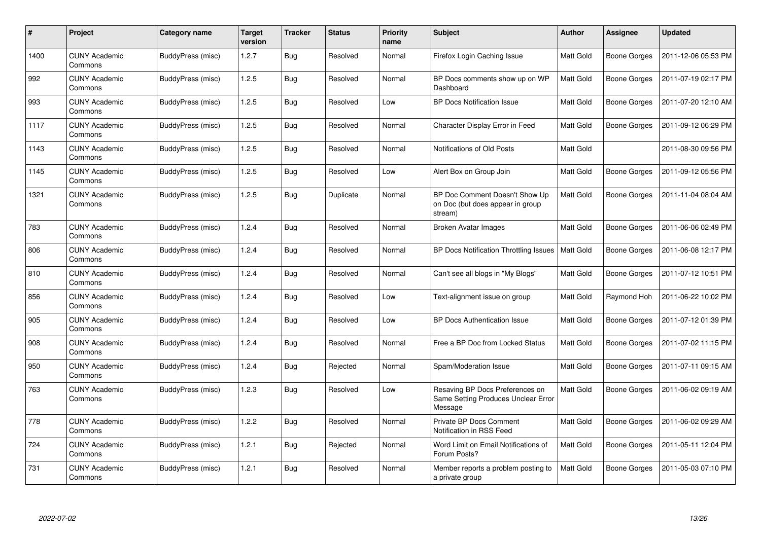| # | Project | Category name | Target version | Tracker | Status | Priority name | Subject | Author | Assignee | Updated |
|---|---|---|---|---|---|---|---|---|---|---|
| 1400 | CUNY Academic Commons | BuddyPress (misc) | 1.2.7 | Bug | Resolved | Normal | Firefox Login Caching Issue | Matt Gold | Boone Gorges | 2011-12-06 05:53 PM |
| 992 | CUNY Academic Commons | BuddyPress (misc) | 1.2.5 | Bug | Resolved | Normal | BP Docs comments show up on WP Dashboard | Matt Gold | Boone Gorges | 2011-07-19 02:17 PM |
| 993 | CUNY Academic Commons | BuddyPress (misc) | 1.2.5 | Bug | Resolved | Low | BP Docs Notification Issue | Matt Gold | Boone Gorges | 2011-07-20 12:10 AM |
| 1117 | CUNY Academic Commons | BuddyPress (misc) | 1.2.5 | Bug | Resolved | Normal | Character Display Error in Feed | Matt Gold | Boone Gorges | 2011-09-12 06:29 PM |
| 1143 | CUNY Academic Commons | BuddyPress (misc) | 1.2.5 | Bug | Resolved | Normal | Notifications of Old Posts | Matt Gold | | 2011-08-30 09:56 PM |
| 1145 | CUNY Academic Commons | BuddyPress (misc) | 1.2.5 | Bug | Resolved | Low | Alert Box on Group Join | Matt Gold | Boone Gorges | 2011-09-12 05:56 PM |
| 1321 | CUNY Academic Commons | BuddyPress (misc) | 1.2.5 | Bug | Duplicate | Normal | BP Doc Comment Doesn't Show Up on Doc (but does appear in group stream) | Matt Gold | Boone Gorges | 2011-11-04 08:04 AM |
| 783 | CUNY Academic Commons | BuddyPress (misc) | 1.2.4 | Bug | Resolved | Normal | Broken Avatar Images | Matt Gold | Boone Gorges | 2011-06-06 02:49 PM |
| 806 | CUNY Academic Commons | BuddyPress (misc) | 1.2.4 | Bug | Resolved | Normal | BP Docs Notification Throttling Issues | Matt Gold | Boone Gorges | 2011-06-08 12:17 PM |
| 810 | CUNY Academic Commons | BuddyPress (misc) | 1.2.4 | Bug | Resolved | Normal | Can't see all blogs in "My Blogs" | Matt Gold | Boone Gorges | 2011-07-12 10:51 PM |
| 856 | CUNY Academic Commons | BuddyPress (misc) | 1.2.4 | Bug | Resolved | Low | Text-alignment issue on group | Matt Gold | Raymond Hoh | 2011-06-22 10:02 PM |
| 905 | CUNY Academic Commons | BuddyPress (misc) | 1.2.4 | Bug | Resolved | Low | BP Docs Authentication Issue | Matt Gold | Boone Gorges | 2011-07-12 01:39 PM |
| 908 | CUNY Academic Commons | BuddyPress (misc) | 1.2.4 | Bug | Resolved | Normal | Free a BP Doc from Locked Status | Matt Gold | Boone Gorges | 2011-07-02 11:15 PM |
| 950 | CUNY Academic Commons | BuddyPress (misc) | 1.2.4 | Bug | Rejected | Normal | Spam/Moderation Issue | Matt Gold | Boone Gorges | 2011-07-11 09:15 AM |
| 763 | CUNY Academic Commons | BuddyPress (misc) | 1.2.3 | Bug | Resolved | Low | Resaving BP Docs Preferences on Same Setting Produces Unclear Error Message | Matt Gold | Boone Gorges | 2011-06-02 09:19 AM |
| 778 | CUNY Academic Commons | BuddyPress (misc) | 1.2.2 | Bug | Resolved | Normal | Private BP Docs Comment Notification in RSS Feed | Matt Gold | Boone Gorges | 2011-06-02 09:29 AM |
| 724 | CUNY Academic Commons | BuddyPress (misc) | 1.2.1 | Bug | Rejected | Normal | Word Limit on Email Notifications of Forum Posts? | Matt Gold | Boone Gorges | 2011-05-11 12:04 PM |
| 731 | CUNY Academic Commons | BuddyPress (misc) | 1.2.1 | Bug | Resolved | Normal | Member reports a problem posting to a private group | Matt Gold | Boone Gorges | 2011-05-03 07:10 PM |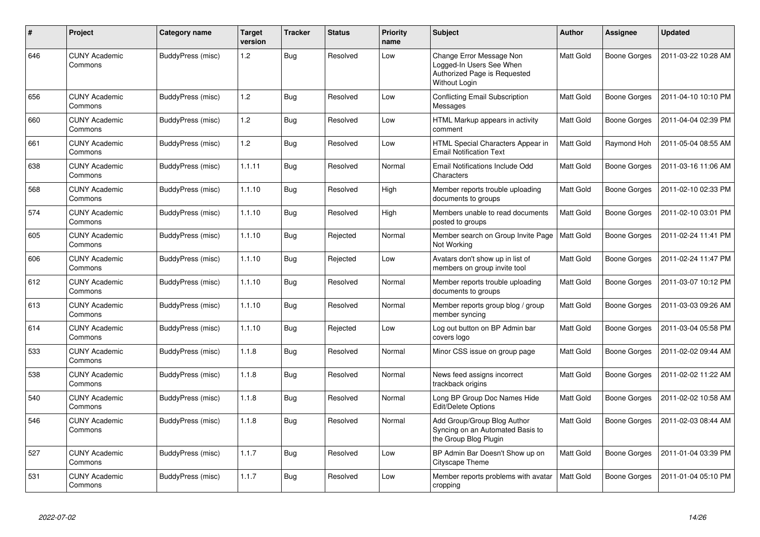| # | Project | Category name | Target version | Tracker | Status | Priority name | Subject | Author | Assignee | Updated |
|---|---|---|---|---|---|---|---|---|---|---|
| 646 | CUNY Academic Commons | BuddyPress (misc) | 1.2 | Bug | Resolved | Low | Change Error Message Non Logged-In Users See When Authorized Page is Requested Without Login | Matt Gold | Boone Gorges | 2011-03-22 10:28 AM |
| 656 | CUNY Academic Commons | BuddyPress (misc) | 1.2 | Bug | Resolved | Low | Conflicting Email Subscription Messages | Matt Gold | Boone Gorges | 2011-04-10 10:10 PM |
| 660 | CUNY Academic Commons | BuddyPress (misc) | 1.2 | Bug | Resolved | Low | HTML Markup appears in activity comment | Matt Gold | Boone Gorges | 2011-04-04 02:39 PM |
| 661 | CUNY Academic Commons | BuddyPress (misc) | 1.2 | Bug | Resolved | Low | HTML Special Characters Appear in Email Notification Text | Matt Gold | Raymond Hoh | 2011-05-04 08:55 AM |
| 638 | CUNY Academic Commons | BuddyPress (misc) | 1.1.11 | Bug | Resolved | Normal | Email Notifications Include Odd Characters | Matt Gold | Boone Gorges | 2011-03-16 11:06 AM |
| 568 | CUNY Academic Commons | BuddyPress (misc) | 1.1.10 | Bug | Resolved | High | Member reports trouble uploading documents to groups | Matt Gold | Boone Gorges | 2011-02-10 02:33 PM |
| 574 | CUNY Academic Commons | BuddyPress (misc) | 1.1.10 | Bug | Resolved | High | Members unable to read documents posted to groups | Matt Gold | Boone Gorges | 2011-02-10 03:01 PM |
| 605 | CUNY Academic Commons | BuddyPress (misc) | 1.1.10 | Bug | Rejected | Normal | Member search on Group Invite Page Not Working | Matt Gold | Boone Gorges | 2011-02-24 11:41 PM |
| 606 | CUNY Academic Commons | BuddyPress (misc) | 1.1.10 | Bug | Rejected | Low | Avatars don't show up in list of members on group invite tool | Matt Gold | Boone Gorges | 2011-02-24 11:47 PM |
| 612 | CUNY Academic Commons | BuddyPress (misc) | 1.1.10 | Bug | Resolved | Normal | Member reports trouble uploading documents to groups | Matt Gold | Boone Gorges | 2011-03-07 10:12 PM |
| 613 | CUNY Academic Commons | BuddyPress (misc) | 1.1.10 | Bug | Resolved | Normal | Member reports group blog / group member syncing | Matt Gold | Boone Gorges | 2011-03-03 09:26 AM |
| 614 | CUNY Academic Commons | BuddyPress (misc) | 1.1.10 | Bug | Rejected | Low | Log out button on BP Admin bar covers logo | Matt Gold | Boone Gorges | 2011-03-04 05:58 PM |
| 533 | CUNY Academic Commons | BuddyPress (misc) | 1.1.8 | Bug | Resolved | Normal | Minor CSS issue on group page | Matt Gold | Boone Gorges | 2011-02-02 09:44 AM |
| 538 | CUNY Academic Commons | BuddyPress (misc) | 1.1.8 | Bug | Resolved | Normal | News feed assigns incorrect trackback origins | Matt Gold | Boone Gorges | 2011-02-02 11:22 AM |
| 540 | CUNY Academic Commons | BuddyPress (misc) | 1.1.8 | Bug | Resolved | Normal | Long BP Group Doc Names Hide Edit/Delete Options | Matt Gold | Boone Gorges | 2011-02-02 10:58 AM |
| 546 | CUNY Academic Commons | BuddyPress (misc) | 1.1.8 | Bug | Resolved | Normal | Add Group/Group Blog Author Syncing on an Automated Basis to the Group Blog Plugin | Matt Gold | Boone Gorges | 2011-02-03 08:44 AM |
| 527 | CUNY Academic Commons | BuddyPress (misc) | 1.1.7 | Bug | Resolved | Low | BP Admin Bar Doesn't Show up on Cityscape Theme | Matt Gold | Boone Gorges | 2011-01-04 03:39 PM |
| 531 | CUNY Academic Commons | BuddyPress (misc) | 1.1.7 | Bug | Resolved | Low | Member reports problems with avatar cropping | Matt Gold | Boone Gorges | 2011-01-04 05:10 PM |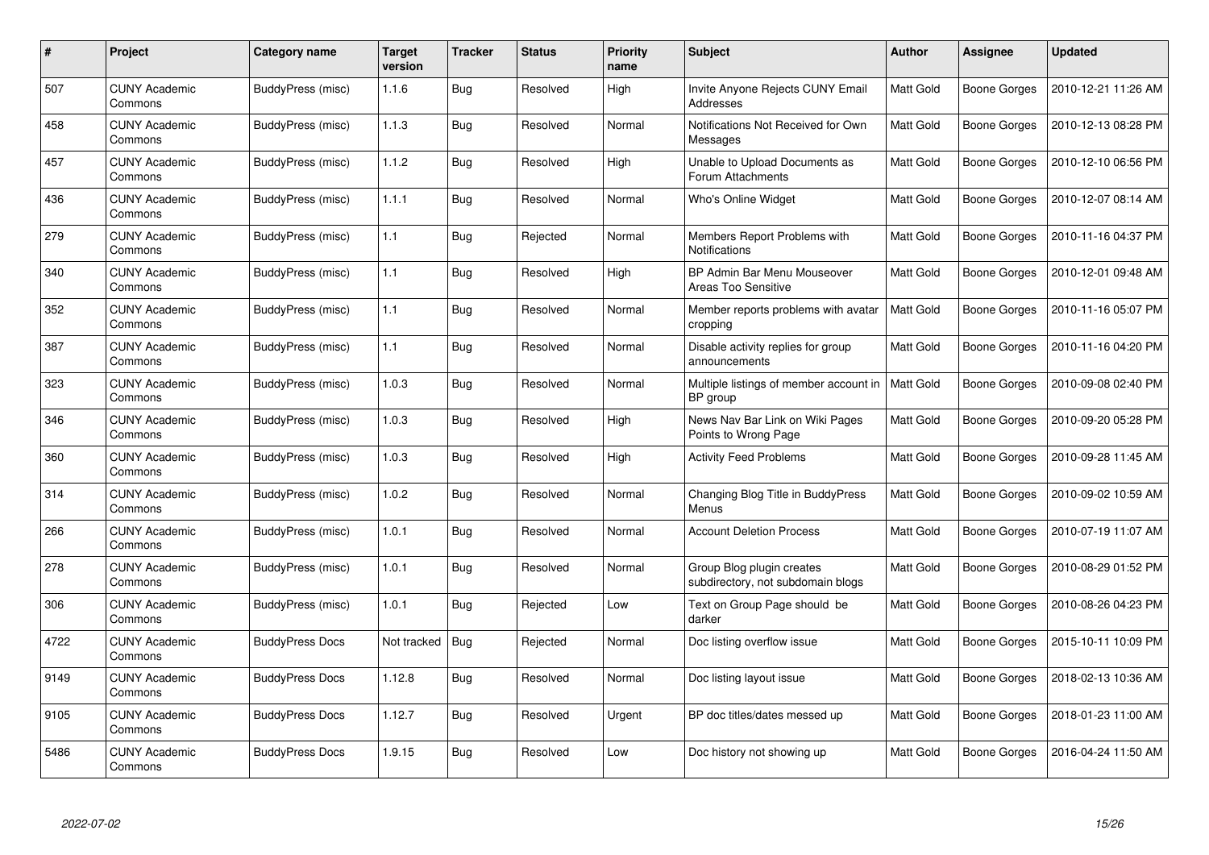| # | Project | Category name | Target version | Tracker | Status | Priority name | Subject | Author | Assignee | Updated |
|---|---|---|---|---|---|---|---|---|---|---|
| 507 | CUNY Academic Commons | BuddyPress (misc) | 1.1.6 | Bug | Resolved | High | Invite Anyone Rejects CUNY Email Addresses | Matt Gold | Boone Gorges | 2010-12-21 11:26 AM |
| 458 | CUNY Academic Commons | BuddyPress (misc) | 1.1.3 | Bug | Resolved | Normal | Notifications Not Received for Own Messages | Matt Gold | Boone Gorges | 2010-12-13 08:28 PM |
| 457 | CUNY Academic Commons | BuddyPress (misc) | 1.1.2 | Bug | Resolved | High | Unable to Upload Documents as Forum Attachments | Matt Gold | Boone Gorges | 2010-12-10 06:56 PM |
| 436 | CUNY Academic Commons | BuddyPress (misc) | 1.1.1 | Bug | Resolved | Normal | Who's Online Widget | Matt Gold | Boone Gorges | 2010-12-07 08:14 AM |
| 279 | CUNY Academic Commons | BuddyPress (misc) | 1.1 | Bug | Rejected | Normal | Members Report Problems with Notifications | Matt Gold | Boone Gorges | 2010-11-16 04:37 PM |
| 340 | CUNY Academic Commons | BuddyPress (misc) | 1.1 | Bug | Resolved | High | BP Admin Bar Menu Mouseover Areas Too Sensitive | Matt Gold | Boone Gorges | 2010-12-01 09:48 AM |
| 352 | CUNY Academic Commons | BuddyPress (misc) | 1.1 | Bug | Resolved | Normal | Member reports problems with avatar cropping | Matt Gold | Boone Gorges | 2010-11-16 05:07 PM |
| 387 | CUNY Academic Commons | BuddyPress (misc) | 1.1 | Bug | Resolved | Normal | Disable activity replies for group announcements | Matt Gold | Boone Gorges | 2010-11-16 04:20 PM |
| 323 | CUNY Academic Commons | BuddyPress (misc) | 1.0.3 | Bug | Resolved | Normal | Multiple listings of member account in BP group | Matt Gold | Boone Gorges | 2010-09-08 02:40 PM |
| 346 | CUNY Academic Commons | BuddyPress (misc) | 1.0.3 | Bug | Resolved | High | News Nav Bar Link on Wiki Pages Points to Wrong Page | Matt Gold | Boone Gorges | 2010-09-20 05:28 PM |
| 360 | CUNY Academic Commons | BuddyPress (misc) | 1.0.3 | Bug | Resolved | High | Activity Feed Problems | Matt Gold | Boone Gorges | 2010-09-28 11:45 AM |
| 314 | CUNY Academic Commons | BuddyPress (misc) | 1.0.2 | Bug | Resolved | Normal | Changing Blog Title in BuddyPress Menus | Matt Gold | Boone Gorges | 2010-09-02 10:59 AM |
| 266 | CUNY Academic Commons | BuddyPress (misc) | 1.0.1 | Bug | Resolved | Normal | Account Deletion Process | Matt Gold | Boone Gorges | 2010-07-19 11:07 AM |
| 278 | CUNY Academic Commons | BuddyPress (misc) | 1.0.1 | Bug | Resolved | Normal | Group Blog plugin creates subdirectory, not subdomain blogs | Matt Gold | Boone Gorges | 2010-08-29 01:52 PM |
| 306 | CUNY Academic Commons | BuddyPress (misc) | 1.0.1 | Bug | Rejected | Low | Text on Group Page should be darker | Matt Gold | Boone Gorges | 2010-08-26 04:23 PM |
| 4722 | CUNY Academic Commons | BuddyPress Docs | Not tracked | Bug | Rejected | Normal | Doc listing overflow issue | Matt Gold | Boone Gorges | 2015-10-11 10:09 PM |
| 9149 | CUNY Academic Commons | BuddyPress Docs | 1.12.8 | Bug | Resolved | Normal | Doc listing layout issue | Matt Gold | Boone Gorges | 2018-02-13 10:36 AM |
| 9105 | CUNY Academic Commons | BuddyPress Docs | 1.12.7 | Bug | Resolved | Urgent | BP doc titles/dates messed up | Matt Gold | Boone Gorges | 2018-01-23 11:00 AM |
| 5486 | CUNY Academic Commons | BuddyPress Docs | 1.9.15 | Bug | Resolved | Low | Doc history not showing up | Matt Gold | Boone Gorges | 2016-04-24 11:50 AM |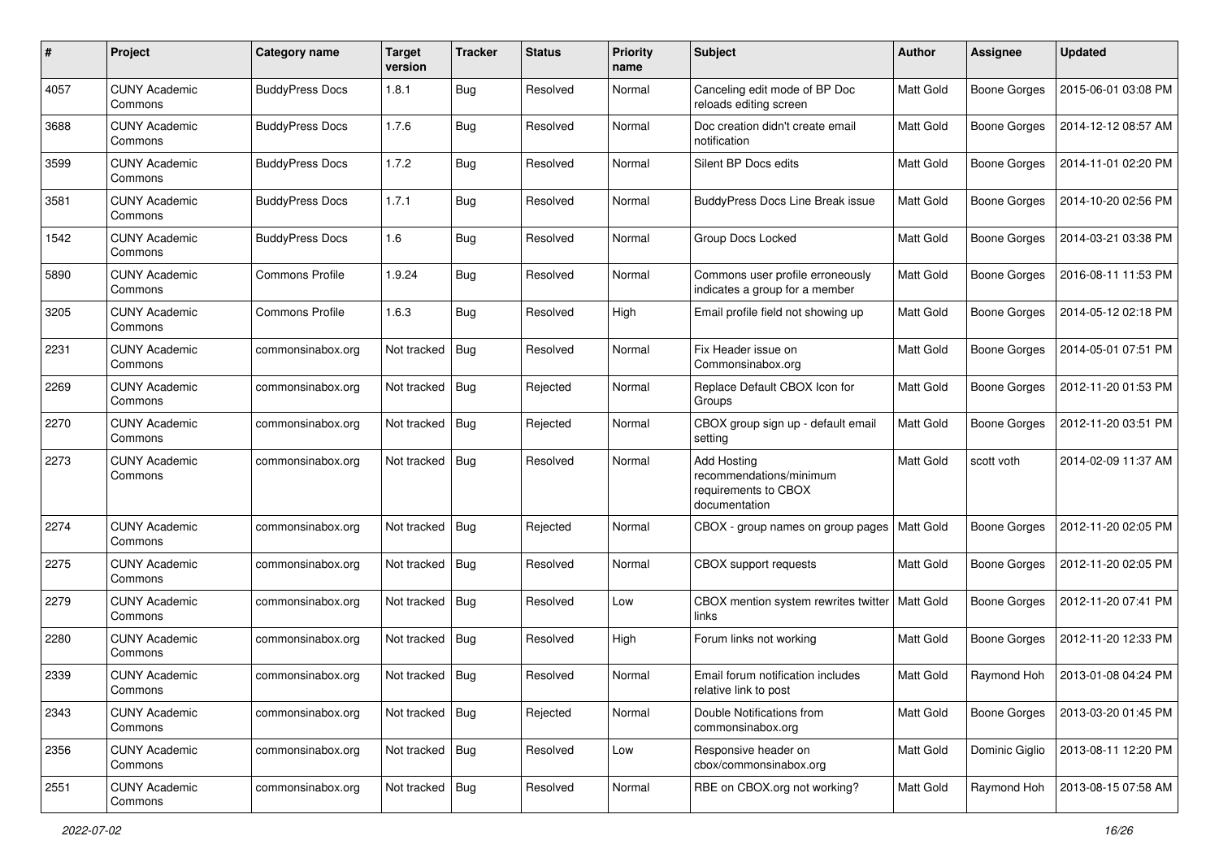| # | Project | Category name | Target version | Tracker | Status | Priority name | Subject | Author | Assignee | Updated |
|---|---|---|---|---|---|---|---|---|---|---|
| 4057 | CUNY Academic Commons | BuddyPress Docs | 1.8.1 | Bug | Resolved | Normal | Canceling edit mode of BP Doc reloads editing screen | Matt Gold | Boone Gorges | 2015-06-01 03:08 PM |
| 3688 | CUNY Academic Commons | BuddyPress Docs | 1.7.6 | Bug | Resolved | Normal | Doc creation didn't create email notification | Matt Gold | Boone Gorges | 2014-12-12 08:57 AM |
| 3599 | CUNY Academic Commons | BuddyPress Docs | 1.7.2 | Bug | Resolved | Normal | Silent BP Docs edits | Matt Gold | Boone Gorges | 2014-11-01 02:20 PM |
| 3581 | CUNY Academic Commons | BuddyPress Docs | 1.7.1 | Bug | Resolved | Normal | BuddyPress Docs Line Break issue | Matt Gold | Boone Gorges | 2014-10-20 02:56 PM |
| 1542 | CUNY Academic Commons | BuddyPress Docs | 1.6 | Bug | Resolved | Normal | Group Docs Locked | Matt Gold | Boone Gorges | 2014-03-21 03:38 PM |
| 5890 | CUNY Academic Commons | Commons Profile | 1.9.24 | Bug | Resolved | Normal | Commons user profile erroneously indicates a group for a member | Matt Gold | Boone Gorges | 2016-08-11 11:53 PM |
| 3205 | CUNY Academic Commons | Commons Profile | 1.6.3 | Bug | Resolved | High | Email profile field not showing up | Matt Gold | Boone Gorges | 2014-05-12 02:18 PM |
| 2231 | CUNY Academic Commons | commonsinabox.org | Not tracked | Bug | Resolved | Normal | Fix Header issue on Commonsinabox.org | Matt Gold | Boone Gorges | 2014-05-01 07:51 PM |
| 2269 | CUNY Academic Commons | commonsinabox.org | Not tracked | Bug | Rejected | Normal | Replace Default CBOX Icon for Groups | Matt Gold | Boone Gorges | 2012-11-20 01:53 PM |
| 2270 | CUNY Academic Commons | commonsinabox.org | Not tracked | Bug | Rejected | Normal | CBOX group sign up - default email setting | Matt Gold | Boone Gorges | 2012-11-20 03:51 PM |
| 2273 | CUNY Academic Commons | commonsinabox.org | Not tracked | Bug | Resolved | Normal | Add Hosting recommendations/minimum requirements to CBOX documentation | Matt Gold | scott voth | 2014-02-09 11:37 AM |
| 2274 | CUNY Academic Commons | commonsinabox.org | Not tracked | Bug | Rejected | Normal | CBOX - group names on group pages | Matt Gold | Boone Gorges | 2012-11-20 02:05 PM |
| 2275 | CUNY Academic Commons | commonsinabox.org | Not tracked | Bug | Resolved | Normal | CBOX support requests | Matt Gold | Boone Gorges | 2012-11-20 02:05 PM |
| 2279 | CUNY Academic Commons | commonsinabox.org | Not tracked | Bug | Resolved | Low | CBOX mention system rewrites twitter links | Matt Gold | Boone Gorges | 2012-11-20 07:41 PM |
| 2280 | CUNY Academic Commons | commonsinabox.org | Not tracked | Bug | Resolved | High | Forum links not working | Matt Gold | Boone Gorges | 2012-11-20 12:33 PM |
| 2339 | CUNY Academic Commons | commonsinabox.org | Not tracked | Bug | Resolved | Normal | Email forum notification includes relative link to post | Matt Gold | Raymond Hoh | 2013-01-08 04:24 PM |
| 2343 | CUNY Academic Commons | commonsinabox.org | Not tracked | Bug | Rejected | Normal | Double Notifications from commonsinabox.org | Matt Gold | Boone Gorges | 2013-03-20 01:45 PM |
| 2356 | CUNY Academic Commons | commonsinabox.org | Not tracked | Bug | Resolved | Low | Responsive header on cbox/commonsinabox.org | Matt Gold | Dominic Giglio | 2013-08-11 12:20 PM |
| 2551 | CUNY Academic Commons | commonsinabox.org | Not tracked | Bug | Resolved | Normal | RBE on CBOX.org not working? | Matt Gold | Raymond Hoh | 2013-08-15 07:58 AM |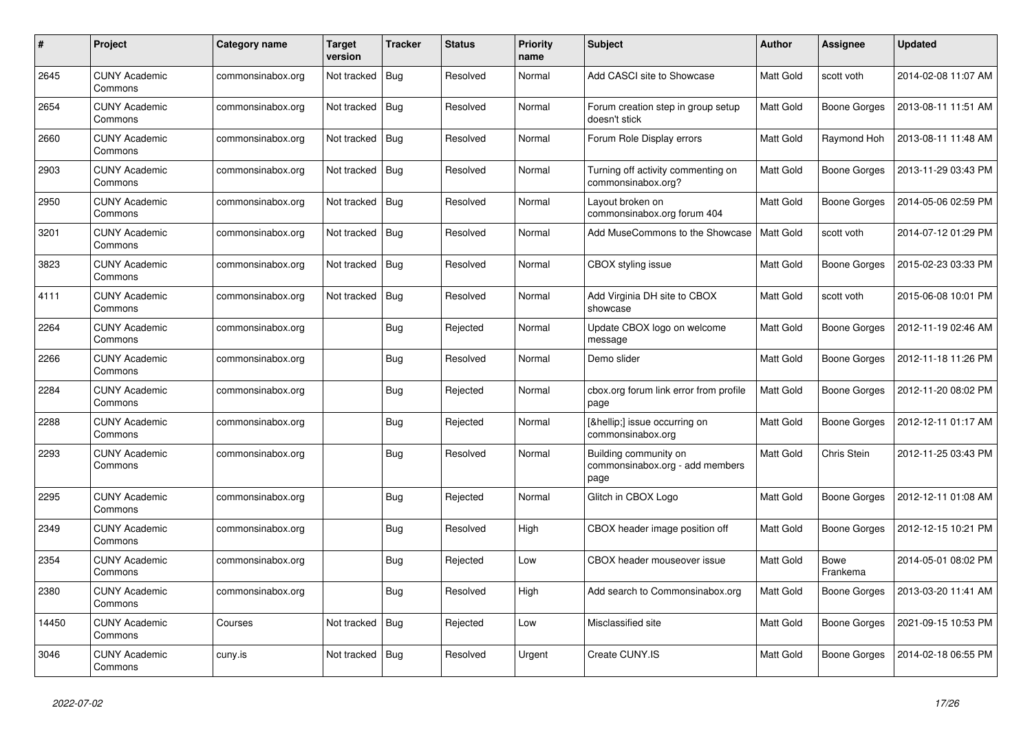| # | Project | Category name | Target version | Tracker | Status | Priority name | Subject | Author | Assignee | Updated |
|---|---|---|---|---|---|---|---|---|---|---|
| 2645 | CUNY Academic Commons | commonsinabox.org | Not tracked | Bug | Resolved | Normal | Add CASCI site to Showcase | Matt Gold | scott voth | 2014-02-08 11:07 AM |
| 2654 | CUNY Academic Commons | commonsinabox.org | Not tracked | Bug | Resolved | Normal | Forum creation step in group setup doesn't stick | Matt Gold | Boone Gorges | 2013-08-11 11:51 AM |
| 2660 | CUNY Academic Commons | commonsinabox.org | Not tracked | Bug | Resolved | Normal | Forum Role Display errors | Matt Gold | Raymond Hoh | 2013-08-11 11:48 AM |
| 2903 | CUNY Academic Commons | commonsinabox.org | Not tracked | Bug | Resolved | Normal | Turning off activity commenting on commonsinabox.org? | Matt Gold | Boone Gorges | 2013-11-29 03:43 PM |
| 2950 | CUNY Academic Commons | commonsinabox.org | Not tracked | Bug | Resolved | Normal | Layout broken on commonsinabox.org forum 404 | Matt Gold | Boone Gorges | 2014-05-06 02:59 PM |
| 3201 | CUNY Academic Commons | commonsinabox.org | Not tracked | Bug | Resolved | Normal | Add MuseCommons to the Showcase | Matt Gold | scott voth | 2014-07-12 01:29 PM |
| 3823 | CUNY Academic Commons | commonsinabox.org | Not tracked | Bug | Resolved | Normal | CBOX styling issue | Matt Gold | Boone Gorges | 2015-02-23 03:33 PM |
| 4111 | CUNY Academic Commons | commonsinabox.org | Not tracked | Bug | Resolved | Normal | Add Virginia DH site to CBOX showcase | Matt Gold | scott voth | 2015-06-08 10:01 PM |
| 2264 | CUNY Academic Commons | commonsinabox.org | | Bug | Rejected | Normal | Update CBOX logo on welcome message | Matt Gold | Boone Gorges | 2012-11-19 02:46 AM |
| 2266 | CUNY Academic Commons | commonsinabox.org | | Bug | Resolved | Normal | Demo slider | Matt Gold | Boone Gorges | 2012-11-18 11:26 PM |
| 2284 | CUNY Academic Commons | commonsinabox.org | | Bug | Rejected | Normal | cbox.org forum link error from profile page | Matt Gold | Boone Gorges | 2012-11-20 08:02 PM |
| 2288 | CUNY Academic Commons | commonsinabox.org | | Bug | Rejected | Normal | [&hellip;] issue occurring on commonsinabox.org | Matt Gold | Boone Gorges | 2012-12-11 01:17 AM |
| 2293 | CUNY Academic Commons | commonsinabox.org | | Bug | Resolved | Normal | Building community on commonsinabox.org - add members page | Matt Gold | Chris Stein | 2012-11-25 03:43 PM |
| 2295 | CUNY Academic Commons | commonsinabox.org | | Bug | Rejected | Normal | Glitch in CBOX Logo | Matt Gold | Boone Gorges | 2012-12-11 01:08 AM |
| 2349 | CUNY Academic Commons | commonsinabox.org | | Bug | Resolved | High | CBOX header image position off | Matt Gold | Boone Gorges | 2012-12-15 10:21 PM |
| 2354 | CUNY Academic Commons | commonsinabox.org | | Bug | Rejected | Low | CBOX header mouseover issue | Matt Gold | Bowe Frankema | 2014-05-01 08:02 PM |
| 2380 | CUNY Academic Commons | commonsinabox.org | | Bug | Resolved | High | Add search to Commonsinabox.org | Matt Gold | Boone Gorges | 2013-03-20 11:41 AM |
| 14450 | CUNY Academic Commons | Courses | Not tracked | Bug | Rejected | Low | Misclassified site | Matt Gold | Boone Gorges | 2021-09-15 10:53 PM |
| 3046 | CUNY Academic Commons | cuny.is | Not tracked | Bug | Resolved | Urgent | Create CUNY.IS | Matt Gold | Boone Gorges | 2014-02-18 06:55 PM |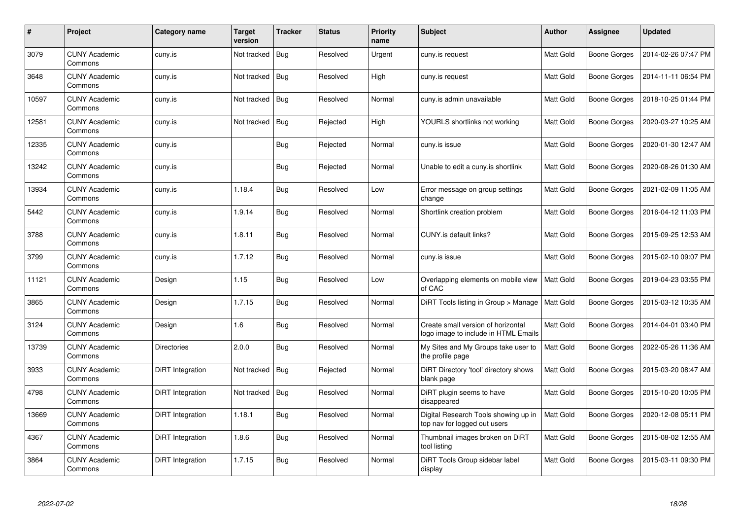| # | Project | Category name | Target version | Tracker | Status | Priority name | Subject | Author | Assignee | Updated |
|---|---|---|---|---|---|---|---|---|---|---|
| 3079 | CUNY Academic Commons | cuny.is | Not tracked | Bug | Resolved | Urgent | cuny.is request | Matt Gold | Boone Gorges | 2014-02-26 07:47 PM |
| 3648 | CUNY Academic Commons | cuny.is | Not tracked | Bug | Resolved | High | cuny.is request | Matt Gold | Boone Gorges | 2014-11-11 06:54 PM |
| 10597 | CUNY Academic Commons | cuny.is | Not tracked | Bug | Resolved | Normal | cuny.is admin unavailable | Matt Gold | Boone Gorges | 2018-10-25 01:44 PM |
| 12581 | CUNY Academic Commons | cuny.is | Not tracked | Bug | Rejected | High | YOURLS shortlinks not working | Matt Gold | Boone Gorges | 2020-03-27 10:25 AM |
| 12335 | CUNY Academic Commons | cuny.is | | Bug | Rejected | Normal | cuny.is issue | Matt Gold | Boone Gorges | 2020-01-30 12:47 AM |
| 13242 | CUNY Academic Commons | cuny.is | | Bug | Rejected | Normal | Unable to edit a cuny.is shortlink | Matt Gold | Boone Gorges | 2020-08-26 01:30 AM |
| 13934 | CUNY Academic Commons | cuny.is | 1.18.4 | Bug | Resolved | Low | Error message on group settings change | Matt Gold | Boone Gorges | 2021-02-09 11:05 AM |
| 5442 | CUNY Academic Commons | cuny.is | 1.9.14 | Bug | Resolved | Normal | Shortlink creation problem | Matt Gold | Boone Gorges | 2016-04-12 11:03 PM |
| 3788 | CUNY Academic Commons | cuny.is | 1.8.11 | Bug | Resolved | Normal | CUNY.is default links? | Matt Gold | Boone Gorges | 2015-09-25 12:53 AM |
| 3799 | CUNY Academic Commons | cuny.is | 1.7.12 | Bug | Resolved | Normal | cuny.is issue | Matt Gold | Boone Gorges | 2015-02-10 09:07 PM |
| 11121 | CUNY Academic Commons | Design | 1.15 | Bug | Resolved | Low | Overlapping elements on mobile view of CAC | Matt Gold | Boone Gorges | 2019-04-23 03:55 PM |
| 3865 | CUNY Academic Commons | Design | 1.7.15 | Bug | Resolved | Normal | DiRT Tools listing in Group > Manage | Matt Gold | Boone Gorges | 2015-03-12 10:35 AM |
| 3124 | CUNY Academic Commons | Design | 1.6 | Bug | Resolved | Normal | Create small version of horizontal logo image to include in HTML Emails | Matt Gold | Boone Gorges | 2014-04-01 03:40 PM |
| 13739 | CUNY Academic Commons | Directories | 2.0.0 | Bug | Resolved | Normal | My Sites and My Groups take user to the profile page | Matt Gold | Boone Gorges | 2022-05-26 11:36 AM |
| 3933 | CUNY Academic Commons | DiRT Integration | Not tracked | Bug | Rejected | Normal | DiRT Directory 'tool' directory shows blank page | Matt Gold | Boone Gorges | 2015-03-20 08:47 AM |
| 4798 | CUNY Academic Commons | DiRT Integration | Not tracked | Bug | Resolved | Normal | DiRT plugin seems to have disappeared | Matt Gold | Boone Gorges | 2015-10-20 10:05 PM |
| 13669 | CUNY Academic Commons | DiRT Integration | 1.18.1 | Bug | Resolved | Normal | Digital Research Tools showing up in top nav for logged out users | Matt Gold | Boone Gorges | 2020-12-08 05:11 PM |
| 4367 | CUNY Academic Commons | DiRT Integration | 1.8.6 | Bug | Resolved | Normal | Thumbnail images broken on DiRT tool listing | Matt Gold | Boone Gorges | 2015-08-02 12:55 AM |
| 3864 | CUNY Academic Commons | DiRT Integration | 1.7.15 | Bug | Resolved | Normal | DiRT Tools Group sidebar label display | Matt Gold | Boone Gorges | 2015-03-11 09:30 PM |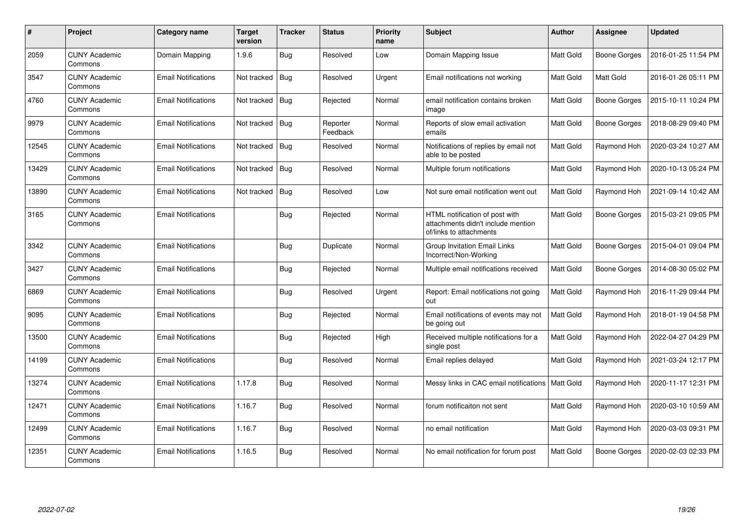| # | Project | Category name | Target version | Tracker | Status | Priority name | Subject | Author | Assignee | Updated |
|---|---|---|---|---|---|---|---|---|---|---|
| 2059 | CUNY Academic Commons | Domain Mapping | 1.9.6 | Bug | Resolved | Low | Domain Mapping Issue | Matt Gold | Boone Gorges | 2016-01-25 11:54 PM |
| 3547 | CUNY Academic Commons | Email Notifications | Not tracked | Bug | Resolved | Urgent | Email notifications not working | Matt Gold | Matt Gold | 2016-01-26 05:11 PM |
| 4760 | CUNY Academic Commons | Email Notifications | Not tracked | Bug | Rejected | Normal | email notification contains broken image | Matt Gold | Boone Gorges | 2015-10-11 10:24 PM |
| 9979 | CUNY Academic Commons | Email Notifications | Not tracked | Bug | Reporter Feedback | Normal | Reports of slow email activation emails | Matt Gold | Boone Gorges | 2018-08-29 09:40 PM |
| 12545 | CUNY Academic Commons | Email Notifications | Not tracked | Bug | Resolved | Normal | Notifications of replies by email not able to be posted | Matt Gold | Raymond Hoh | 2020-03-24 10:27 AM |
| 13429 | CUNY Academic Commons | Email Notifications | Not tracked | Bug | Resolved | Normal | Multiple forum notifications | Matt Gold | Raymond Hoh | 2020-10-13 05:24 PM |
| 13890 | CUNY Academic Commons | Email Notifications | Not tracked | Bug | Resolved | Low | Not sure email notification went out | Matt Gold | Raymond Hoh | 2021-09-14 10:42 AM |
| 3165 | CUNY Academic Commons | Email Notifications | | Bug | Rejected | Normal | HTML notification of post with attachments didn't include mention of/links to attachments | Matt Gold | Boone Gorges | 2015-03-21 09:05 PM |
| 3342 | CUNY Academic Commons | Email Notifications | | Bug | Duplicate | Normal | Group Invitation Email Links Incorrect/Non-Working | Matt Gold | Boone Gorges | 2015-04-01 09:04 PM |
| 3427 | CUNY Academic Commons | Email Notifications | | Bug | Rejected | Normal | Multiple email notifications received | Matt Gold | Boone Gorges | 2014-08-30 05:02 PM |
| 6869 | CUNY Academic Commons | Email Notifications | | Bug | Resolved | Urgent | Report: Email notifications not going out | Matt Gold | Raymond Hoh | 2016-11-29 09:44 PM |
| 9095 | CUNY Academic Commons | Email Notifications | | Bug | Rejected | Normal | Email notifications of events may not be going out | Matt Gold | Raymond Hoh | 2018-01-19 04:58 PM |
| 13500 | CUNY Academic Commons | Email Notifications | | Bug | Rejected | High | Received multiple notifications for a single post | Matt Gold | Raymond Hoh | 2022-04-27 04:29 PM |
| 14199 | CUNY Academic Commons | Email Notifications | | Bug | Resolved | Normal | Email replies delayed | Matt Gold | Raymond Hoh | 2021-03-24 12:17 PM |
| 13274 | CUNY Academic Commons | Email Notifications | 1.17.8 | Bug | Resolved | Normal | Messy links in CAC email notifications | Matt Gold | Raymond Hoh | 2020-11-17 12:31 PM |
| 12471 | CUNY Academic Commons | Email Notifications | 1.16.7 | Bug | Resolved | Normal | forum notificaiton not sent | Matt Gold | Raymond Hoh | 2020-03-10 10:59 AM |
| 12499 | CUNY Academic Commons | Email Notifications | 1.16.7 | Bug | Resolved | Normal | no email notification | Matt Gold | Raymond Hoh | 2020-03-03 09:31 PM |
| 12351 | CUNY Academic Commons | Email Notifications | 1.16.5 | Bug | Resolved | Normal | No email notification for forum post | Matt Gold | Boone Gorges | 2020-02-03 02:33 PM |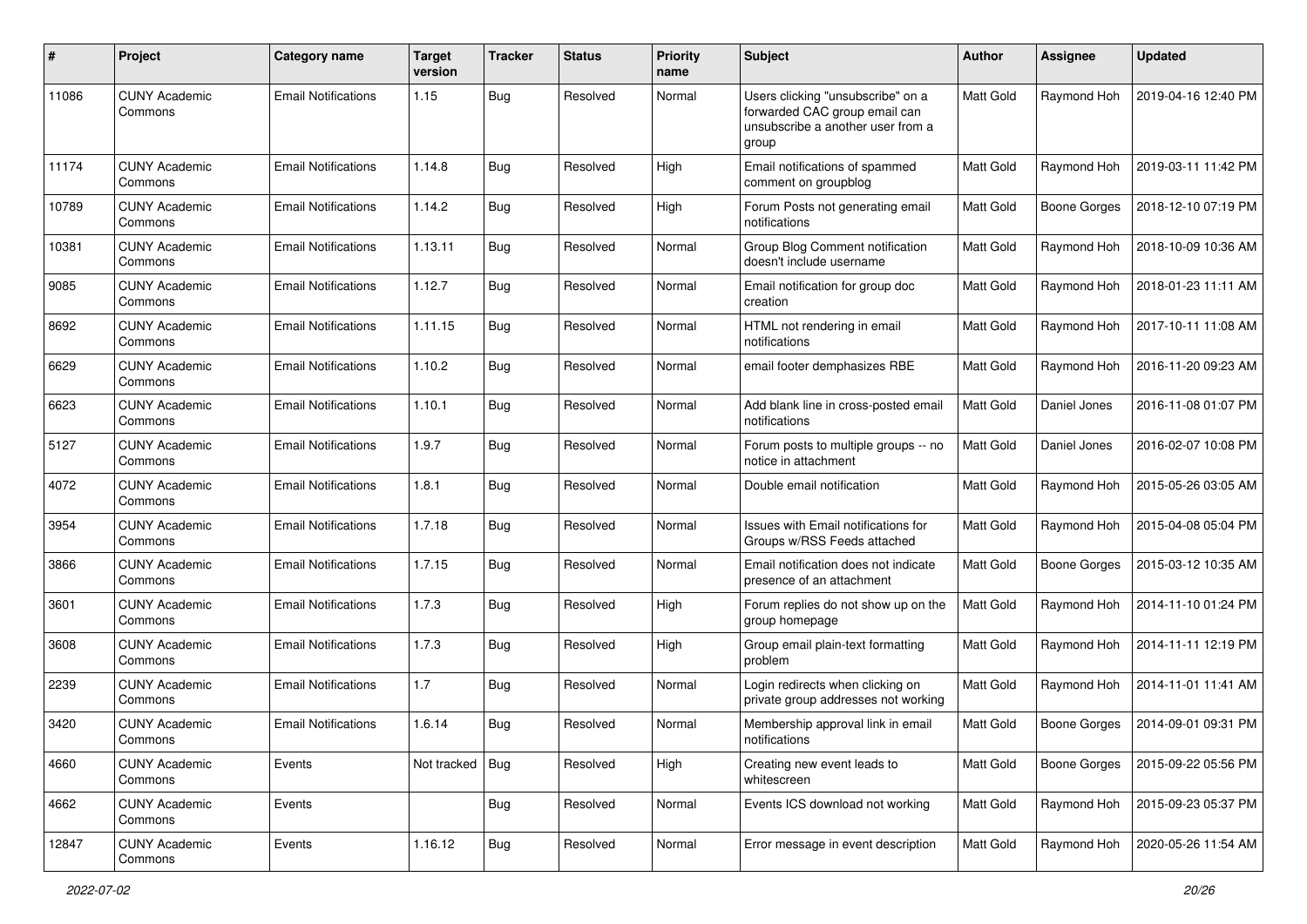| # | Project | Category name | Target version | Tracker | Status | Priority name | Subject | Author | Assignee | Updated |
|---|---|---|---|---|---|---|---|---|---|---|
| 11086 | CUNY Academic Commons | Email Notifications | 1.15 | Bug | Resolved | Normal | Users clicking "unsubscribe" on a forwarded CAC group email can unsubscribe a another user from a group | Matt Gold | Raymond Hoh | 2019-04-16 12:40 PM |
| 11174 | CUNY Academic Commons | Email Notifications | 1.14.8 | Bug | Resolved | High | Email notifications of spammed comment on groupblog | Matt Gold | Raymond Hoh | 2019-03-11 11:42 PM |
| 10789 | CUNY Academic Commons | Email Notifications | 1.14.2 | Bug | Resolved | High | Forum Posts not generating email notifications | Matt Gold | Boone Gorges | 2018-12-10 07:19 PM |
| 10381 | CUNY Academic Commons | Email Notifications | 1.13.11 | Bug | Resolved | Normal | Group Blog Comment notification doesn't include username | Matt Gold | Raymond Hoh | 2018-10-09 10:36 AM |
| 9085 | CUNY Academic Commons | Email Notifications | 1.12.7 | Bug | Resolved | Normal | Email notification for group doc creation | Matt Gold | Raymond Hoh | 2018-01-23 11:11 AM |
| 8692 | CUNY Academic Commons | Email Notifications | 1.11.15 | Bug | Resolved | Normal | HTML not rendering in email notifications | Matt Gold | Raymond Hoh | 2017-10-11 11:08 AM |
| 6629 | CUNY Academic Commons | Email Notifications | 1.10.2 | Bug | Resolved | Normal | email footer demphasizes RBE | Matt Gold | Raymond Hoh | 2016-11-20 09:23 AM |
| 6623 | CUNY Academic Commons | Email Notifications | 1.10.1 | Bug | Resolved | Normal | Add blank line in cross-posted email notifications | Matt Gold | Daniel Jones | 2016-11-08 01:07 PM |
| 5127 | CUNY Academic Commons | Email Notifications | 1.9.7 | Bug | Resolved | Normal | Forum posts to multiple groups -- no notice in attachment | Matt Gold | Daniel Jones | 2016-02-07 10:08 PM |
| 4072 | CUNY Academic Commons | Email Notifications | 1.8.1 | Bug | Resolved | Normal | Double email notification | Matt Gold | Raymond Hoh | 2015-05-26 03:05 AM |
| 3954 | CUNY Academic Commons | Email Notifications | 1.7.18 | Bug | Resolved | Normal | Issues with Email notifications for Groups w/RSS Feeds attached | Matt Gold | Raymond Hoh | 2015-04-08 05:04 PM |
| 3866 | CUNY Academic Commons | Email Notifications | 1.7.15 | Bug | Resolved | Normal | Email notification does not indicate presence of an attachment | Matt Gold | Boone Gorges | 2015-03-12 10:35 AM |
| 3601 | CUNY Academic Commons | Email Notifications | 1.7.3 | Bug | Resolved | High | Forum replies do not show up on the group homepage | Matt Gold | Raymond Hoh | 2014-11-10 01:24 PM |
| 3608 | CUNY Academic Commons | Email Notifications | 1.7.3 | Bug | Resolved | High | Group email plain-text formatting problem | Matt Gold | Raymond Hoh | 2014-11-11 12:19 PM |
| 2239 | CUNY Academic Commons | Email Notifications | 1.7 | Bug | Resolved | Normal | Login redirects when clicking on private group addresses not working | Matt Gold | Raymond Hoh | 2014-11-01 11:41 AM |
| 3420 | CUNY Academic Commons | Email Notifications | 1.6.14 | Bug | Resolved | Normal | Membership approval link in email notifications | Matt Gold | Boone Gorges | 2014-09-01 09:31 PM |
| 4660 | CUNY Academic Commons | Events | Not tracked | Bug | Resolved | High | Creating new event leads to whitescreen | Matt Gold | Boone Gorges | 2015-09-22 05:56 PM |
| 4662 | CUNY Academic Commons | Events | | Bug | Resolved | Normal | Events ICS download not working | Matt Gold | Raymond Hoh | 2015-09-23 05:37 PM |
| 12847 | CUNY Academic Commons | Events | 1.16.12 | Bug | Resolved | Normal | Error message in event description | Matt Gold | Raymond Hoh | 2020-05-26 11:54 AM |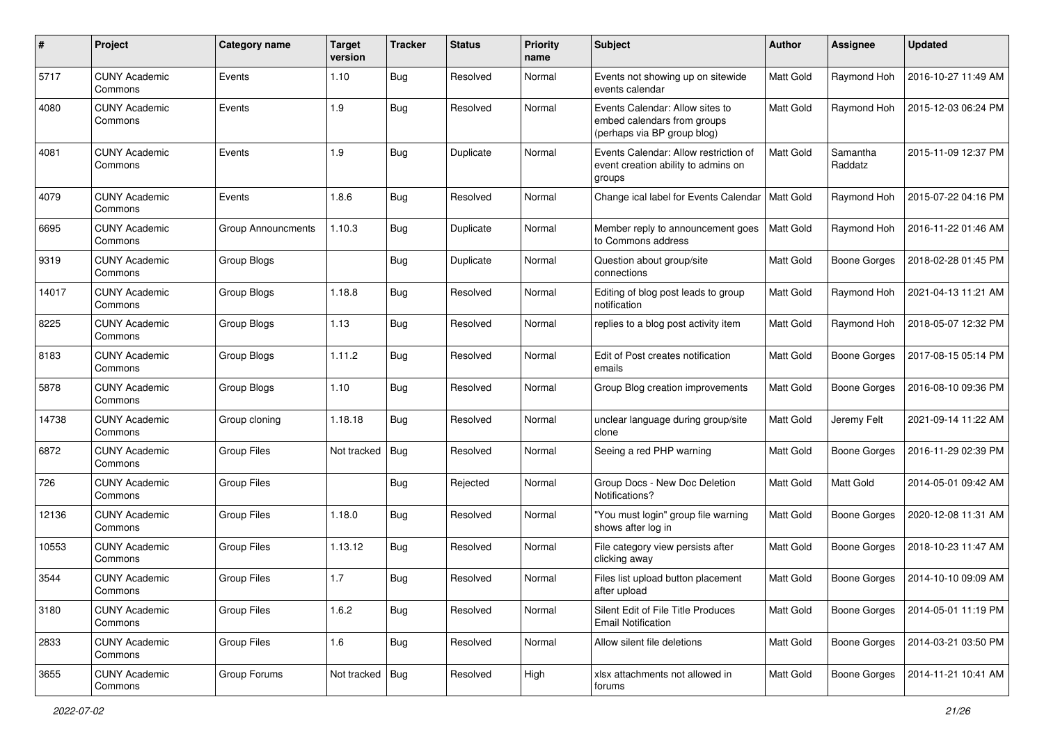| # | Project | Category name | Target version | Tracker | Status | Priority name | Subject | Author | Assignee | Updated |
|---|---|---|---|---|---|---|---|---|---|---|
| 5717 | CUNY Academic Commons | Events | 1.10 | Bug | Resolved | Normal | Events not showing up on sitewide events calendar | Matt Gold | Raymond Hoh | 2016-10-27 11:49 AM |
| 4080 | CUNY Academic Commons | Events | 1.9 | Bug | Resolved | Normal | Events Calendar: Allow sites to embed calendars from groups (perhaps via BP group blog) | Matt Gold | Raymond Hoh | 2015-12-03 06:24 PM |
| 4081 | CUNY Academic Commons | Events | 1.9 | Bug | Duplicate | Normal | Events Calendar: Allow restriction of event creation ability to admins on groups | Matt Gold | Samantha Raddatz | 2015-11-09 12:37 PM |
| 4079 | CUNY Academic Commons | Events | 1.8.6 | Bug | Resolved | Normal | Change ical label for Events Calendar | Matt Gold | Raymond Hoh | 2015-07-22 04:16 PM |
| 6695 | CUNY Academic Commons | Group Announcments | 1.10.3 | Bug | Duplicate | Normal | Member reply to announcement goes to Commons address | Matt Gold | Raymond Hoh | 2016-11-22 01:46 AM |
| 9319 | CUNY Academic Commons | Group Blogs | | Bug | Duplicate | Normal | Question about group/site connections | Matt Gold | Boone Gorges | 2018-02-28 01:45 PM |
| 14017 | CUNY Academic Commons | Group Blogs | 1.18.8 | Bug | Resolved | Normal | Editing of blog post leads to group notification | Matt Gold | Raymond Hoh | 2021-04-13 11:21 AM |
| 8225 | CUNY Academic Commons | Group Blogs | 1.13 | Bug | Resolved | Normal | replies to a blog post activity item | Matt Gold | Raymond Hoh | 2018-05-07 12:32 PM |
| 8183 | CUNY Academic Commons | Group Blogs | 1.11.2 | Bug | Resolved | Normal | Edit of Post creates notification emails | Matt Gold | Boone Gorges | 2017-08-15 05:14 PM |
| 5878 | CUNY Academic Commons | Group Blogs | 1.10 | Bug | Resolved | Normal | Group Blog creation improvements | Matt Gold | Boone Gorges | 2016-08-10 09:36 PM |
| 14738 | CUNY Academic Commons | Group cloning | 1.18.18 | Bug | Resolved | Normal | unclear language during group/site clone | Matt Gold | Jeremy Felt | 2021-09-14 11:22 AM |
| 6872 | CUNY Academic Commons | Group Files | Not tracked | Bug | Resolved | Normal | Seeing a red PHP warning | Matt Gold | Boone Gorges | 2016-11-29 02:39 PM |
| 726 | CUNY Academic Commons | Group Files | | Bug | Rejected | Normal | Group Docs - New Doc Deletion Notifications? | Matt Gold | Matt Gold | 2014-05-01 09:42 AM |
| 12136 | CUNY Academic Commons | Group Files | 1.18.0 | Bug | Resolved | Normal | "You must login" group file warning shows after log in | Matt Gold | Boone Gorges | 2020-12-08 11:31 AM |
| 10553 | CUNY Academic Commons | Group Files | 1.13.12 | Bug | Resolved | Normal | File category view persists after clicking away | Matt Gold | Boone Gorges | 2018-10-23 11:47 AM |
| 3544 | CUNY Academic Commons | Group Files | 1.7 | Bug | Resolved | Normal | Files list upload button placement after upload | Matt Gold | Boone Gorges | 2014-10-10 09:09 AM |
| 3180 | CUNY Academic Commons | Group Files | 1.6.2 | Bug | Resolved | Normal | Silent Edit of File Title Produces Email Notification | Matt Gold | Boone Gorges | 2014-05-01 11:19 PM |
| 2833 | CUNY Academic Commons | Group Files | 1.6 | Bug | Resolved | Normal | Allow silent file deletions | Matt Gold | Boone Gorges | 2014-03-21 03:50 PM |
| 3655 | CUNY Academic Commons | Group Forums | Not tracked | Bug | Resolved | High | xlsx attachments not allowed in forums | Matt Gold | Boone Gorges | 2014-11-21 10:41 AM |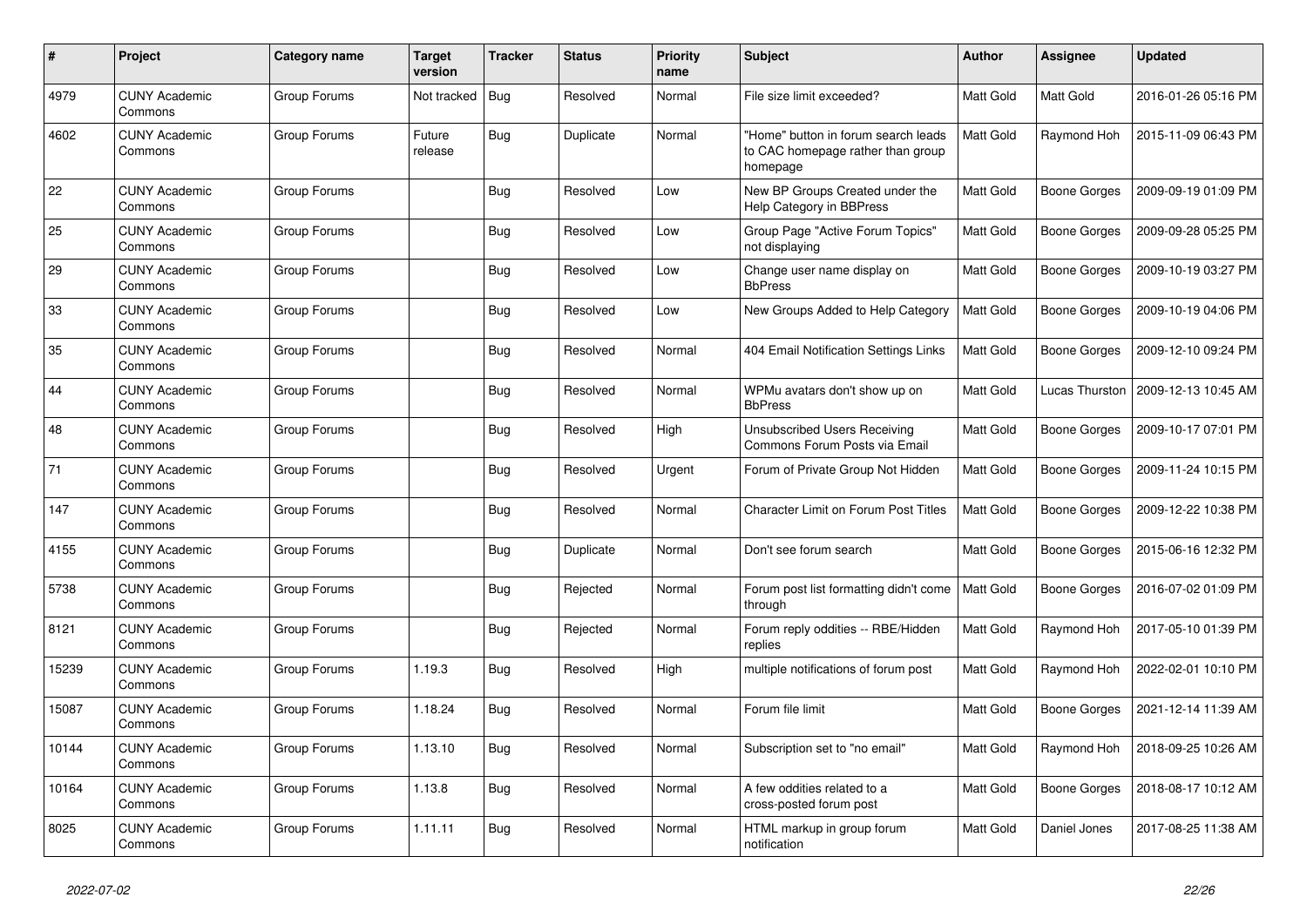| # | Project | Category name | Target version | Tracker | Status | Priority name | Subject | Author | Assignee | Updated |
|---|---|---|---|---|---|---|---|---|---|---|
| 4979 | CUNY Academic Commons | Group Forums | Not tracked | Bug | Resolved | Normal | File size limit exceeded? | Matt Gold | Matt Gold | 2016-01-26 05:16 PM |
| 4602 | CUNY Academic Commons | Group Forums | Future release | Bug | Duplicate | Normal | "Home" button in forum search leads to CAC homepage rather than group homepage | Matt Gold | Raymond Hoh | 2015-11-09 06:43 PM |
| 22 | CUNY Academic Commons | Group Forums | | Bug | Resolved | Low | New BP Groups Created under the Help Category in BBPress | Matt Gold | Boone Gorges | 2009-09-19 01:09 PM |
| 25 | CUNY Academic Commons | Group Forums | | Bug | Resolved | Low | Group Page "Active Forum Topics" not displaying | Matt Gold | Boone Gorges | 2009-09-28 05:25 PM |
| 29 | CUNY Academic Commons | Group Forums | | Bug | Resolved | Low | Change user name display on BbPress | Matt Gold | Boone Gorges | 2009-10-19 03:27 PM |
| 33 | CUNY Academic Commons | Group Forums | | Bug | Resolved | Low | New Groups Added to Help Category | Matt Gold | Boone Gorges | 2009-10-19 04:06 PM |
| 35 | CUNY Academic Commons | Group Forums | | Bug | Resolved | Normal | 404 Email Notification Settings Links | Matt Gold | Boone Gorges | 2009-12-10 09:24 PM |
| 44 | CUNY Academic Commons | Group Forums | | Bug | Resolved | Normal | WPMu avatars don't show up on BbPress | Matt Gold | Lucas Thurston | 2009-12-13 10:45 AM |
| 48 | CUNY Academic Commons | Group Forums | | Bug | Resolved | High | Unsubscribed Users Receiving Commons Forum Posts via Email | Matt Gold | Boone Gorges | 2009-10-17 07:01 PM |
| 71 | CUNY Academic Commons | Group Forums | | Bug | Resolved | Urgent | Forum of Private Group Not Hidden | Matt Gold | Boone Gorges | 2009-11-24 10:15 PM |
| 147 | CUNY Academic Commons | Group Forums | | Bug | Resolved | Normal | Character Limit on Forum Post Titles | Matt Gold | Boone Gorges | 2009-12-22 10:38 PM |
| 4155 | CUNY Academic Commons | Group Forums | | Bug | Duplicate | Normal | Don't see forum search | Matt Gold | Boone Gorges | 2015-06-16 12:32 PM |
| 5738 | CUNY Academic Commons | Group Forums | | Bug | Rejected | Normal | Forum post list formatting didn't come through | Matt Gold | Boone Gorges | 2016-07-02 01:09 PM |
| 8121 | CUNY Academic Commons | Group Forums | | Bug | Rejected | Normal | Forum reply oddities -- RBE/Hidden replies | Matt Gold | Raymond Hoh | 2017-05-10 01:39 PM |
| 15239 | CUNY Academic Commons | Group Forums | 1.19.3 | Bug | Resolved | High | multiple notifications of forum post | Matt Gold | Raymond Hoh | 2022-02-01 10:10 PM |
| 15087 | CUNY Academic Commons | Group Forums | 1.18.24 | Bug | Resolved | Normal | Forum file limit | Matt Gold | Boone Gorges | 2021-12-14 11:39 AM |
| 10144 | CUNY Academic Commons | Group Forums | 1.13.10 | Bug | Resolved | Normal | Subscription set to "no email" | Matt Gold | Raymond Hoh | 2018-09-25 10:26 AM |
| 10164 | CUNY Academic Commons | Group Forums | 1.13.8 | Bug | Resolved | Normal | A few oddities related to a cross-posted forum post | Matt Gold | Boone Gorges | 2018-08-17 10:12 AM |
| 8025 | CUNY Academic Commons | Group Forums | 1.11.11 | Bug | Resolved | Normal | HTML markup in group forum notification | Matt Gold | Daniel Jones | 2017-08-25 11:38 AM |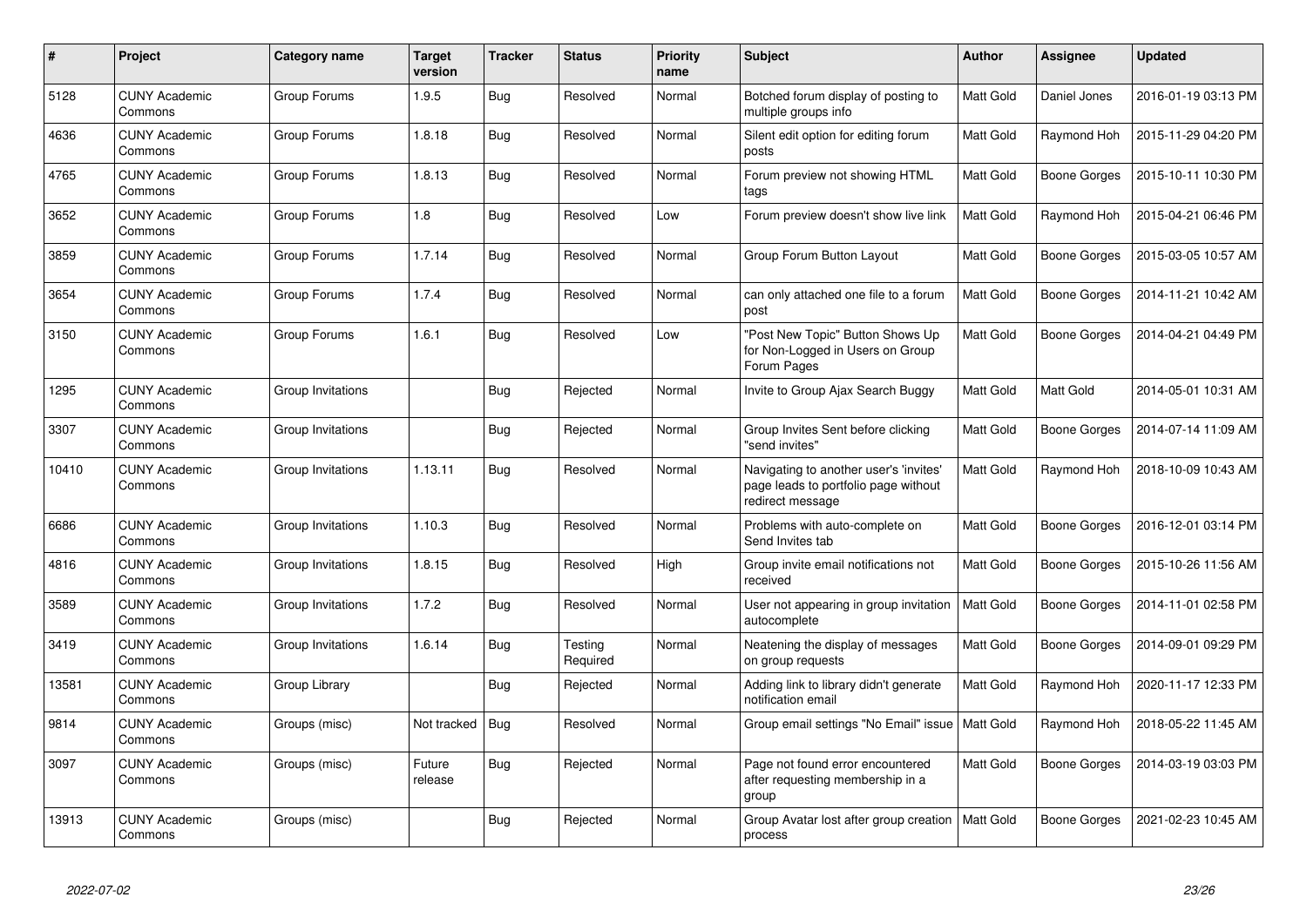| # | Project | Category name | Target version | Tracker | Status | Priority name | Subject | Author | Assignee | Updated |
|---|---|---|---|---|---|---|---|---|---|---|
| 5128 | CUNY Academic Commons | Group Forums | 1.9.5 | Bug | Resolved | Normal | Botched forum display of posting to multiple groups info | Matt Gold | Daniel Jones | 2016-01-19 03:13 PM |
| 4636 | CUNY Academic Commons | Group Forums | 1.8.18 | Bug | Resolved | Normal | Silent edit option for editing forum posts | Matt Gold | Raymond Hoh | 2015-11-29 04:20 PM |
| 4765 | CUNY Academic Commons | Group Forums | 1.8.13 | Bug | Resolved | Normal | Forum preview not showing HTML tags | Matt Gold | Boone Gorges | 2015-10-11 10:30 PM |
| 3652 | CUNY Academic Commons | Group Forums | 1.8 | Bug | Resolved | Low | Forum preview doesn't show live link | Matt Gold | Raymond Hoh | 2015-04-21 06:46 PM |
| 3859 | CUNY Academic Commons | Group Forums | 1.7.14 | Bug | Resolved | Normal | Group Forum Button Layout | Matt Gold | Boone Gorges | 2015-03-05 10:57 AM |
| 3654 | CUNY Academic Commons | Group Forums | 1.7.4 | Bug | Resolved | Normal | can only attached one file to a forum post | Matt Gold | Boone Gorges | 2014-11-21 10:42 AM |
| 3150 | CUNY Academic Commons | Group Forums | 1.6.1 | Bug | Resolved | Low | "Post New Topic" Button Shows Up for Non-Logged in Users on Group Forum Pages | Matt Gold | Boone Gorges | 2014-04-21 04:49 PM |
| 1295 | CUNY Academic Commons | Group Invitations | | Bug | Rejected | Normal | Invite to Group Ajax Search Buggy | Matt Gold | Matt Gold | 2014-05-01 10:31 AM |
| 3307 | CUNY Academic Commons | Group Invitations | | Bug | Rejected | Normal | Group Invites Sent before clicking "send invites" | Matt Gold | Boone Gorges | 2014-07-14 11:09 AM |
| 10410 | CUNY Academic Commons | Group Invitations | 1.13.11 | Bug | Resolved | Normal | Navigating to another user's 'invites' page leads to portfolio page without redirect message | Matt Gold | Raymond Hoh | 2018-10-09 10:43 AM |
| 6686 | CUNY Academic Commons | Group Invitations | 1.10.3 | Bug | Resolved | Normal | Problems with auto-complete on Send Invites tab | Matt Gold | Boone Gorges | 2016-12-01 03:14 PM |
| 4816 | CUNY Academic Commons | Group Invitations | 1.8.15 | Bug | Resolved | High | Group invite email notifications not received | Matt Gold | Boone Gorges | 2015-10-26 11:56 AM |
| 3589 | CUNY Academic Commons | Group Invitations | 1.7.2 | Bug | Resolved | Normal | User not appearing in group invitation autocomplete | Matt Gold | Boone Gorges | 2014-11-01 02:58 PM |
| 3419 | CUNY Academic Commons | Group Invitations | 1.6.14 | Bug | Testing Required | Normal | Neatening the display of messages on group requests | Matt Gold | Boone Gorges | 2014-09-01 09:29 PM |
| 13581 | CUNY Academic Commons | Group Library | | Bug | Rejected | Normal | Adding link to library didn't generate notification email | Matt Gold | Raymond Hoh | 2020-11-17 12:33 PM |
| 9814 | CUNY Academic Commons | Groups (misc) | Not tracked | Bug | Resolved | Normal | Group email settings "No Email" issue | Matt Gold | Raymond Hoh | 2018-05-22 11:45 AM |
| 3097 | CUNY Academic Commons | Groups (misc) | Future release | Bug | Rejected | Normal | Page not found error encountered after requesting membership in a group | Matt Gold | Boone Gorges | 2014-03-19 03:03 PM |
| 13913 | CUNY Academic Commons | Groups (misc) | | Bug | Rejected | Normal | Group Avatar lost after group creation process | Matt Gold | Boone Gorges | 2021-02-23 10:45 AM |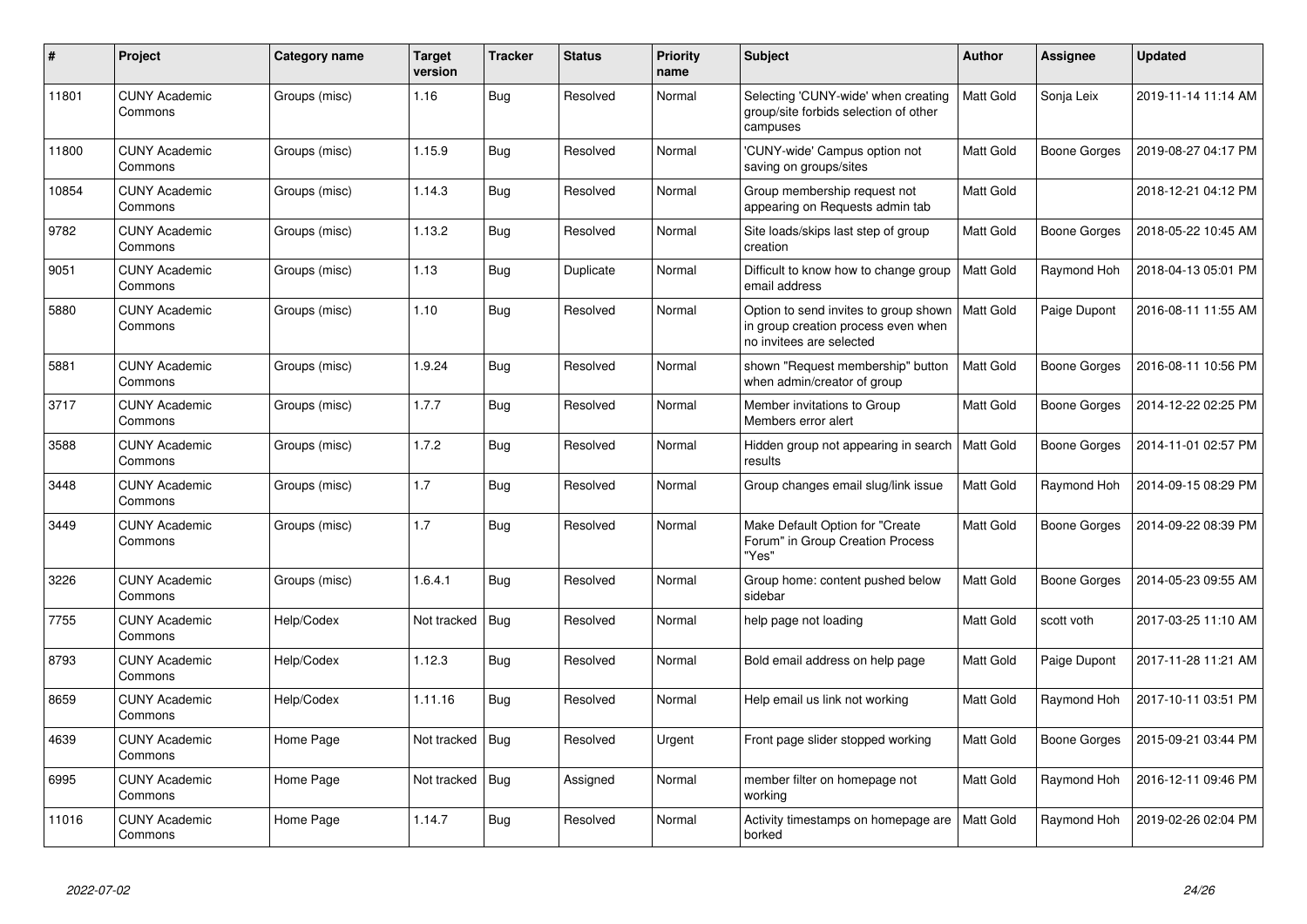| # | Project | Category name | Target version | Tracker | Status | Priority name | Subject | Author | Assignee | Updated |
|---|---|---|---|---|---|---|---|---|---|---|
| 11801 | CUNY Academic Commons | Groups (misc) | 1.16 | Bug | Resolved | Normal | Selecting 'CUNY-wide' when creating group/site forbids selection of other campuses | Matt Gold | Sonja Leix | 2019-11-14 11:14 AM |
| 11800 | CUNY Academic Commons | Groups (misc) | 1.15.9 | Bug | Resolved | Normal | 'CUNY-wide' Campus option not saving on groups/sites | Matt Gold | Boone Gorges | 2019-08-27 04:17 PM |
| 10854 | CUNY Academic Commons | Groups (misc) | 1.14.3 | Bug | Resolved | Normal | Group membership request not appearing on Requests admin tab | Matt Gold | | 2018-12-21 04:12 PM |
| 9782 | CUNY Academic Commons | Groups (misc) | 1.13.2 | Bug | Resolved | Normal | Site loads/skips last step of group creation | Matt Gold | Boone Gorges | 2018-05-22 10:45 AM |
| 9051 | CUNY Academic Commons | Groups (misc) | 1.13 | Bug | Duplicate | Normal | Difficult to know how to change group email address | Matt Gold | Raymond Hoh | 2018-04-13 05:01 PM |
| 5880 | CUNY Academic Commons | Groups (misc) | 1.10 | Bug | Resolved | Normal | Option to send invites to group shown in group creation process even when no invitees are selected | Matt Gold | Paige Dupont | 2016-08-11 11:55 AM |
| 5881 | CUNY Academic Commons | Groups (misc) | 1.9.24 | Bug | Resolved | Normal | shown "Request membership" button when admin/creator of group | Matt Gold | Boone Gorges | 2016-08-11 10:56 PM |
| 3717 | CUNY Academic Commons | Groups (misc) | 1.7.7 | Bug | Resolved | Normal | Member invitations to Group Members error alert | Matt Gold | Boone Gorges | 2014-12-22 02:25 PM |
| 3588 | CUNY Academic Commons | Groups (misc) | 1.7.2 | Bug | Resolved | Normal | Hidden group not appearing in search results | Matt Gold | Boone Gorges | 2014-11-01 02:57 PM |
| 3448 | CUNY Academic Commons | Groups (misc) | 1.7 | Bug | Resolved | Normal | Group changes email slug/link issue | Matt Gold | Raymond Hoh | 2014-09-15 08:29 PM |
| 3449 | CUNY Academic Commons | Groups (misc) | 1.7 | Bug | Resolved | Normal | Make Default Option for "Create Forum" in Group Creation Process "Yes" | Matt Gold | Boone Gorges | 2014-09-22 08:39 PM |
| 3226 | CUNY Academic Commons | Groups (misc) | 1.6.4.1 | Bug | Resolved | Normal | Group home: content pushed below sidebar | Matt Gold | Boone Gorges | 2014-05-23 09:55 AM |
| 7755 | CUNY Academic Commons | Help/Codex | Not tracked | Bug | Resolved | Normal | help page not loading | Matt Gold | scott voth | 2017-03-25 11:10 AM |
| 8793 | CUNY Academic Commons | Help/Codex | 1.12.3 | Bug | Resolved | Normal | Bold email address on help page | Matt Gold | Paige Dupont | 2017-11-28 11:21 AM |
| 8659 | CUNY Academic Commons | Help/Codex | 1.11.16 | Bug | Resolved | Normal | Help email us link not working | Matt Gold | Raymond Hoh | 2017-10-11 03:51 PM |
| 4639 | CUNY Academic Commons | Home Page | Not tracked | Bug | Resolved | Urgent | Front page slider stopped working | Matt Gold | Boone Gorges | 2015-09-21 03:44 PM |
| 6995 | CUNY Academic Commons | Home Page | Not tracked | Bug | Assigned | Normal | member filter on homepage not working | Matt Gold | Raymond Hoh | 2016-12-11 09:46 PM |
| 11016 | CUNY Academic Commons | Home Page | 1.14.7 | Bug | Resolved | Normal | Activity timestamps on homepage are borked | Matt Gold | Raymond Hoh | 2019-02-26 02:04 PM |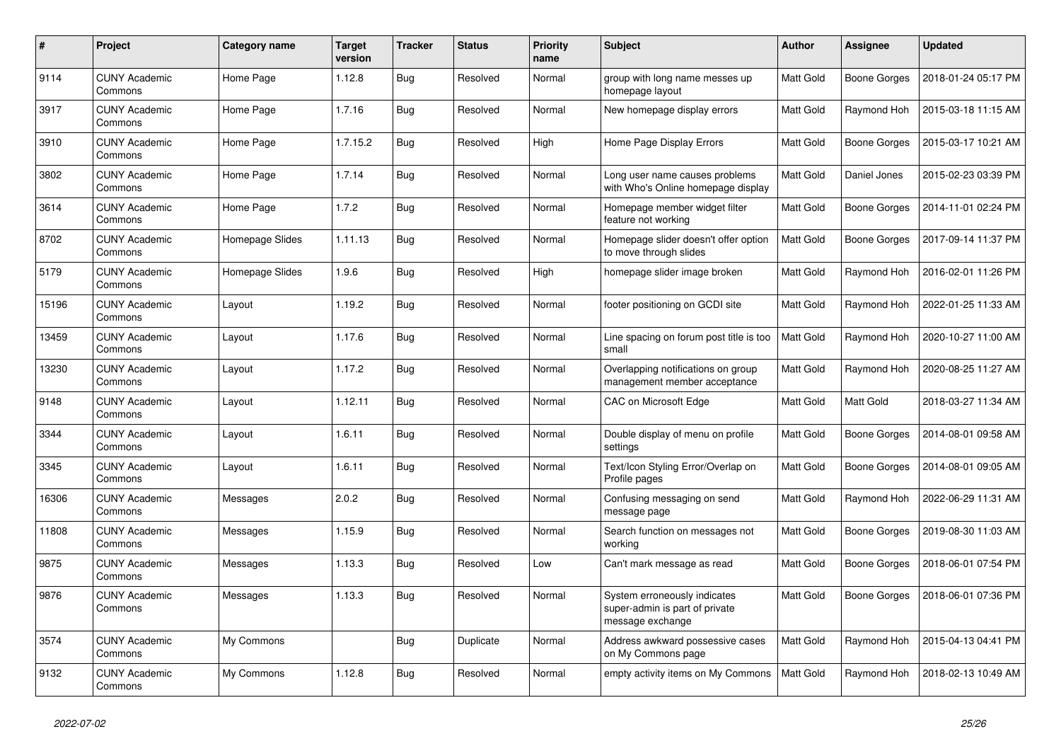| # | Project | Category name | Target version | Tracker | Status | Priority name | Subject | Author | Assignee | Updated |
|---|---|---|---|---|---|---|---|---|---|---|
| 9114 | CUNY Academic Commons | Home Page | 1.12.8 | Bug | Resolved | Normal | group with long name messes up homepage layout | Matt Gold | Boone Gorges | 2018-01-24 05:17 PM |
| 3917 | CUNY Academic Commons | Home Page | 1.7.16 | Bug | Resolved | Normal | New homepage display errors | Matt Gold | Raymond Hoh | 2015-03-18 11:15 AM |
| 3910 | CUNY Academic Commons | Home Page | 1.7.15.2 | Bug | Resolved | High | Home Page Display Errors | Matt Gold | Boone Gorges | 2015-03-17 10:21 AM |
| 3802 | CUNY Academic Commons | Home Page | 1.7.14 | Bug | Resolved | Normal | Long user name causes problems with Who's Online homepage display | Matt Gold | Daniel Jones | 2015-02-23 03:39 PM |
| 3614 | CUNY Academic Commons | Home Page | 1.7.2 | Bug | Resolved | Normal | Homepage member widget filter feature not working | Matt Gold | Boone Gorges | 2014-11-01 02:24 PM |
| 8702 | CUNY Academic Commons | Homepage Slides | 1.11.13 | Bug | Resolved | Normal | Homepage slider doesn't offer option to move through slides | Matt Gold | Boone Gorges | 2017-09-14 11:37 PM |
| 5179 | CUNY Academic Commons | Homepage Slides | 1.9.6 | Bug | Resolved | High | homepage slider image broken | Matt Gold | Raymond Hoh | 2016-02-01 11:26 PM |
| 15196 | CUNY Academic Commons | Layout | 1.19.2 | Bug | Resolved | Normal | footer positioning on GCDI site | Matt Gold | Raymond Hoh | 2022-01-25 11:33 AM |
| 13459 | CUNY Academic Commons | Layout | 1.17.6 | Bug | Resolved | Normal | Line spacing on forum post title is too small | Matt Gold | Raymond Hoh | 2020-10-27 11:00 AM |
| 13230 | CUNY Academic Commons | Layout | 1.17.2 | Bug | Resolved | Normal | Overlapping notifications on group management member acceptance | Matt Gold | Raymond Hoh | 2020-08-25 11:27 AM |
| 9148 | CUNY Academic Commons | Layout | 1.12.11 | Bug | Resolved | Normal | CAC on Microsoft Edge | Matt Gold | Matt Gold | 2018-03-27 11:34 AM |
| 3344 | CUNY Academic Commons | Layout | 1.6.11 | Bug | Resolved | Normal | Double display of menu on profile settings | Matt Gold | Boone Gorges | 2014-08-01 09:58 AM |
| 3345 | CUNY Academic Commons | Layout | 1.6.11 | Bug | Resolved | Normal | Text/Icon Styling Error/Overlap on Profile pages | Matt Gold | Boone Gorges | 2014-08-01 09:05 AM |
| 16306 | CUNY Academic Commons | Messages | 2.0.2 | Bug | Resolved | Normal | Confusing messaging on send message page | Matt Gold | Raymond Hoh | 2022-06-29 11:31 AM |
| 11808 | CUNY Academic Commons | Messages | 1.15.9 | Bug | Resolved | Normal | Search function on messages not working | Matt Gold | Boone Gorges | 2019-08-30 11:03 AM |
| 9875 | CUNY Academic Commons | Messages | 1.13.3 | Bug | Resolved | Low | Can't mark message as read | Matt Gold | Boone Gorges | 2018-06-01 07:54 PM |
| 9876 | CUNY Academic Commons | Messages | 1.13.3 | Bug | Resolved | Normal | System erroneously indicates super-admin is part of private message exchange | Matt Gold | Boone Gorges | 2018-06-01 07:36 PM |
| 3574 | CUNY Academic Commons | My Commons | | Bug | Duplicate | Normal | Address awkward possessive cases on My Commons page | Matt Gold | Raymond Hoh | 2015-04-13 04:41 PM |
| 9132 | CUNY Academic Commons | My Commons | 1.12.8 | Bug | Resolved | Normal | empty activity items on My Commons | Matt Gold | Raymond Hoh | 2018-02-13 10:49 AM |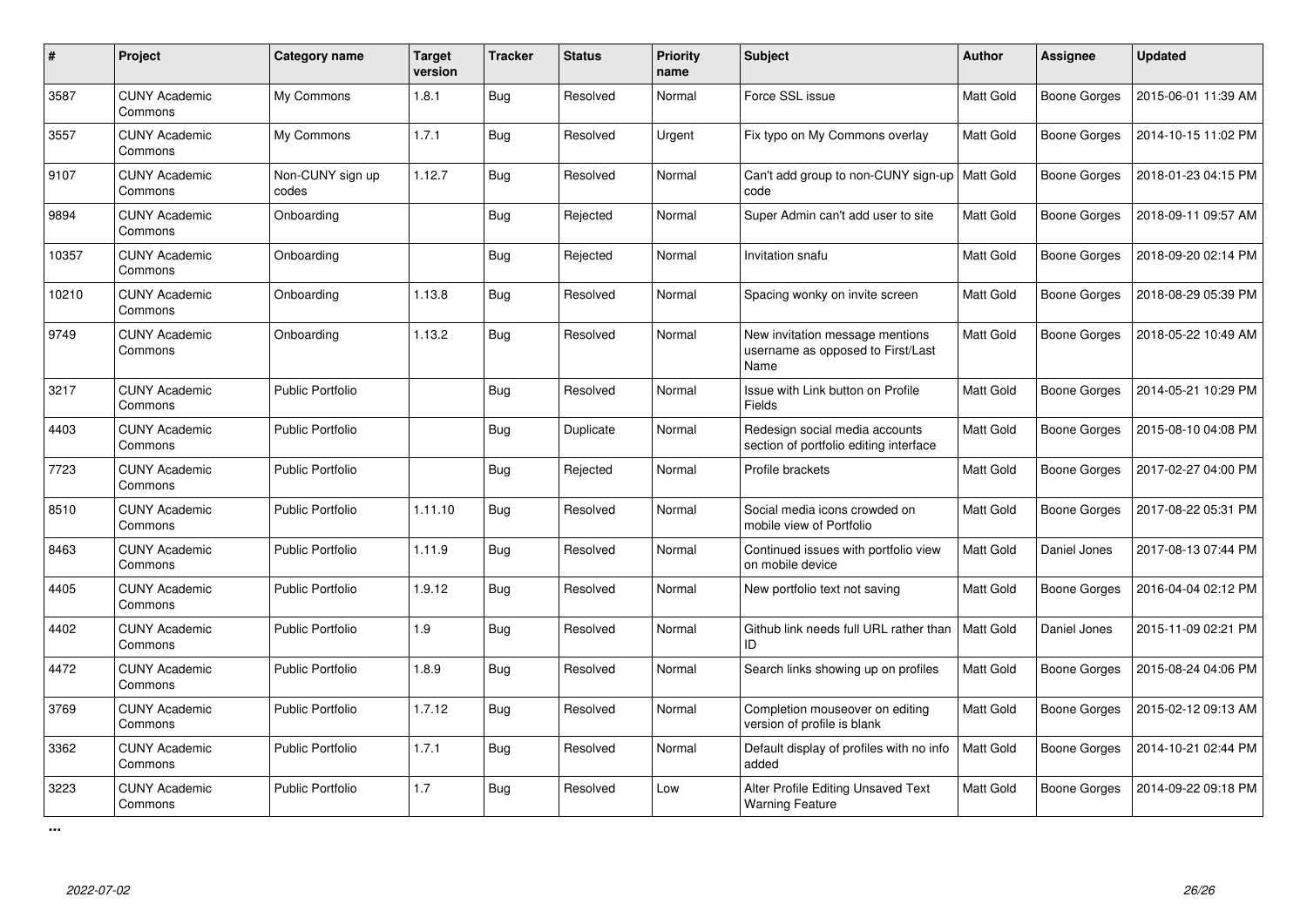| # | Project | Category name | Target version | Tracker | Status | Priority name | Subject | Author | Assignee | Updated |
|---|---|---|---|---|---|---|---|---|---|---|
| 3587 | CUNY Academic Commons | My Commons | 1.8.1 | Bug | Resolved | Normal | Force SSL issue | Matt Gold | Boone Gorges | 2015-06-01 11:39 AM |
| 3557 | CUNY Academic Commons | My Commons | 1.7.1 | Bug | Resolved | Urgent | Fix typo on My Commons overlay | Matt Gold | Boone Gorges | 2014-10-15 11:02 PM |
| 9107 | CUNY Academic Commons | Non-CUNY sign up codes | 1.12.7 | Bug | Resolved | Normal | Can't add group to non-CUNY sign-up code | Matt Gold | Boone Gorges | 2018-01-23 04:15 PM |
| 9894 | CUNY Academic Commons | Onboarding | | Bug | Rejected | Normal | Super Admin can't add user to site | Matt Gold | Boone Gorges | 2018-09-11 09:57 AM |
| 10357 | CUNY Academic Commons | Onboarding | | Bug | Rejected | Normal | Invitation snafu | Matt Gold | Boone Gorges | 2018-09-20 02:14 PM |
| 10210 | CUNY Academic Commons | Onboarding | 1.13.8 | Bug | Resolved | Normal | Spacing wonky on invite screen | Matt Gold | Boone Gorges | 2018-08-29 05:39 PM |
| 9749 | CUNY Academic Commons | Onboarding | 1.13.2 | Bug | Resolved | Normal | New invitation message mentions username as opposed to First/Last Name | Matt Gold | Boone Gorges | 2018-05-22 10:49 AM |
| 3217 | CUNY Academic Commons | Public Portfolio | | Bug | Resolved | Normal | Issue with Link button on Profile Fields | Matt Gold | Boone Gorges | 2014-05-21 10:29 PM |
| 4403 | CUNY Academic Commons | Public Portfolio | | Bug | Duplicate | Normal | Redesign social media accounts section of portfolio editing interface | Matt Gold | Boone Gorges | 2015-08-10 04:08 PM |
| 7723 | CUNY Academic Commons | Public Portfolio | | Bug | Rejected | Normal | Profile brackets | Matt Gold | Boone Gorges | 2017-02-27 04:00 PM |
| 8510 | CUNY Academic Commons | Public Portfolio | 1.11.10 | Bug | Resolved | Normal | Social media icons crowded on mobile view of Portfolio | Matt Gold | Boone Gorges | 2017-08-22 05:31 PM |
| 8463 | CUNY Academic Commons | Public Portfolio | 1.11.9 | Bug | Resolved | Normal | Continued issues with portfolio view on mobile device | Matt Gold | Daniel Jones | 2017-08-13 07:44 PM |
| 4405 | CUNY Academic Commons | Public Portfolio | 1.9.12 | Bug | Resolved | Normal | New portfolio text not saving | Matt Gold | Boone Gorges | 2016-04-04 02:12 PM |
| 4402 | CUNY Academic Commons | Public Portfolio | 1.9 | Bug | Resolved | Normal | Github link needs full URL rather than ID | Matt Gold | Daniel Jones | 2015-11-09 02:21 PM |
| 4472 | CUNY Academic Commons | Public Portfolio | 1.8.9 | Bug | Resolved | Normal | Search links showing up on profiles | Matt Gold | Boone Gorges | 2015-08-24 04:06 PM |
| 3769 | CUNY Academic Commons | Public Portfolio | 1.7.12 | Bug | Resolved | Normal | Completion mouseover on editing version of profile is blank | Matt Gold | Boone Gorges | 2015-02-12 09:13 AM |
| 3362 | CUNY Academic Commons | Public Portfolio | 1.7.1 | Bug | Resolved | Normal | Default display of profiles with no info added | Matt Gold | Boone Gorges | 2014-10-21 02:44 PM |
| 3223 | CUNY Academic Commons | Public Portfolio | 1.7 | Bug | Resolved | Low | Alter Profile Editing Unsaved Text Warning Feature | Matt Gold | Boone Gorges | 2014-09-22 09:18 PM |

...